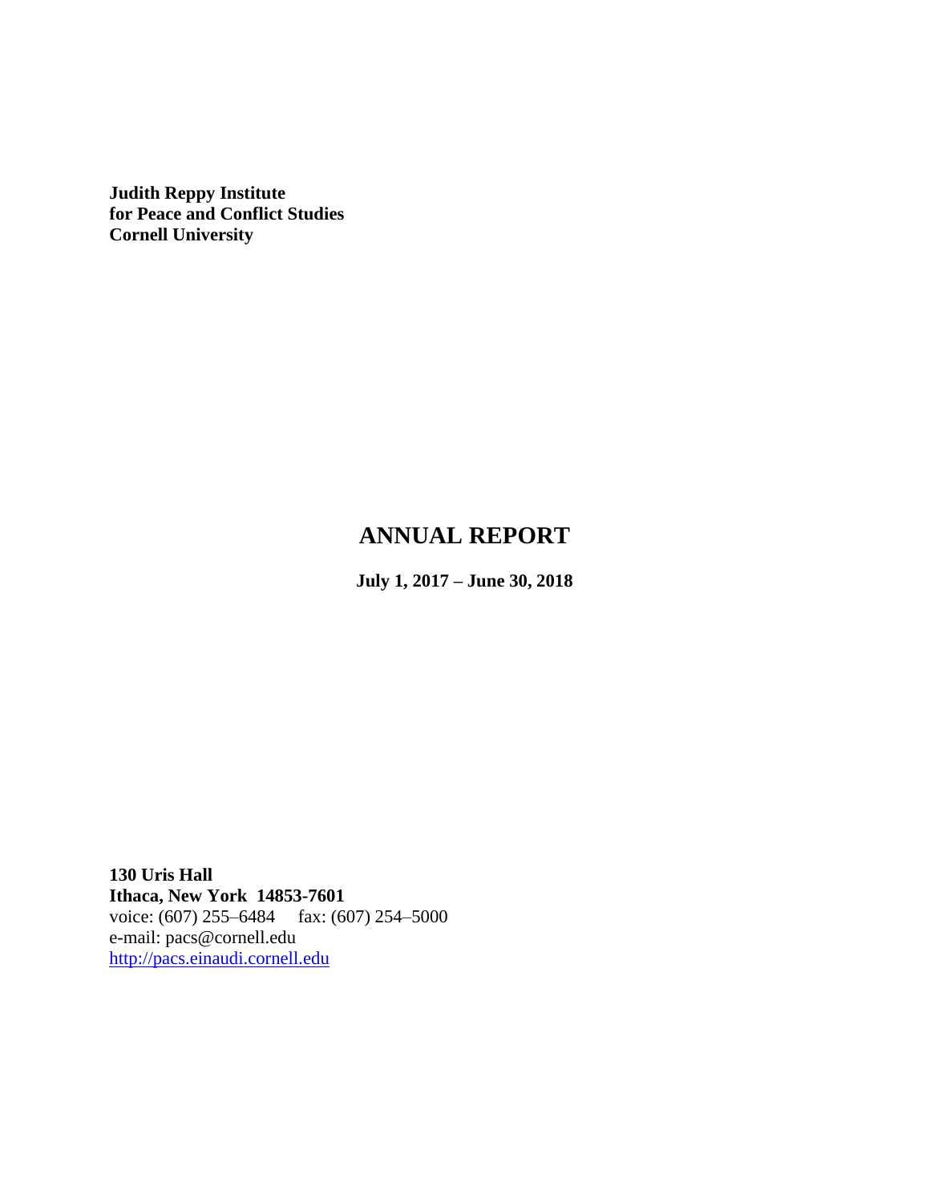**Judith Reppy Institute**
**for Peace and Conflict Studies**
**Cornell University**

# ANNUAL REPORT

**July 1, 2017 – June 30, 2018**

**130 Uris Hall**
**Ithaca, New York 14853-7601**
voice: (607) 255–6484 fax: (607) 254–5000
e-mail: pacs@cornell.edu
http://pacs.einaudi.cornell.edu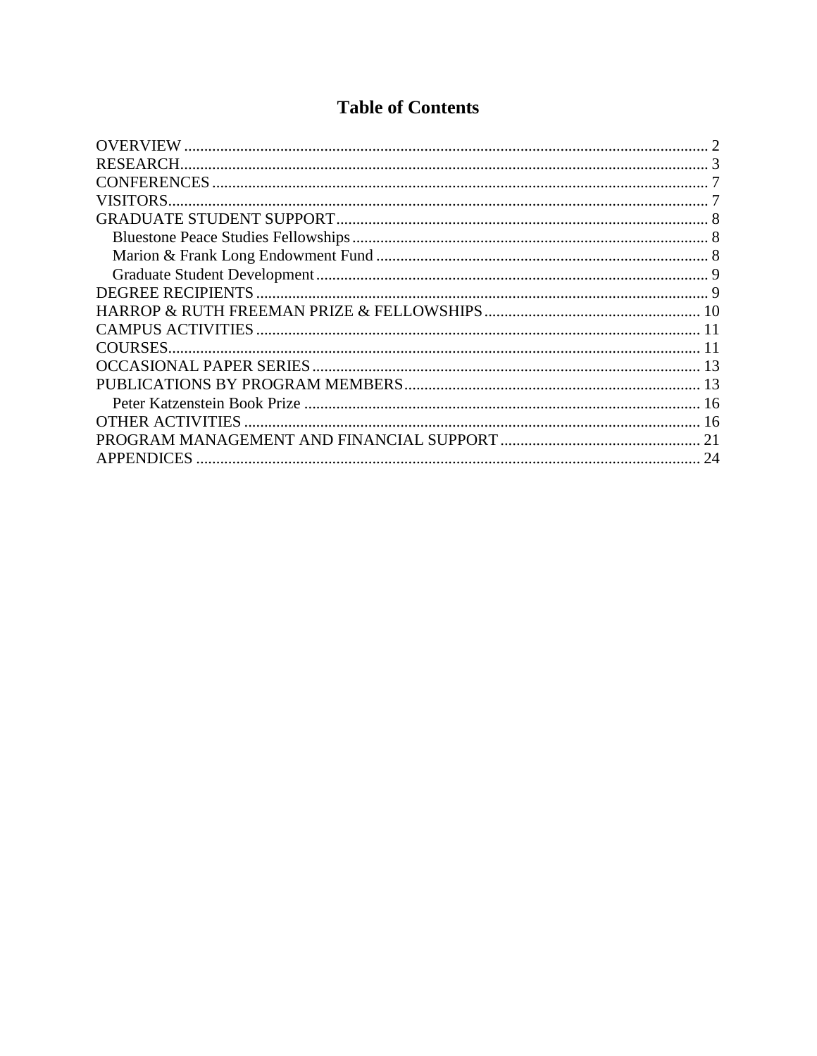# Table of Contents

OVERVIEW ..... 2
RESEARCH ..... 3
CONFERENCES ..... 7
VISITORS ..... 7
GRADUATE STUDENT SUPPORT ..... 8
- Bluestone Peace Studies Fellowships ..... 8
- Marion & Frank Long Endowment Fund ..... 8
- Graduate Student Development ..... 9

DEGREE RECIPIENTS ..... 9
HARROP & RUTH FREEMAN PRIZE & FELLOWSHIPS ..... 10
CAMPUS ACTIVITIES ..... 11
COURSES ..... 11
OCCASIONAL PAPER SERIES ..... 13
PUBLICATIONS BY PROGRAM MEMBERS ..... 13
- Peter Katzenstein Book Prize ..... 16

OTHER ACTIVITIES ..... 16
PROGRAM MANAGEMENT AND FINANCIAL SUPPORT ..... 21
APPENDICES ..... 24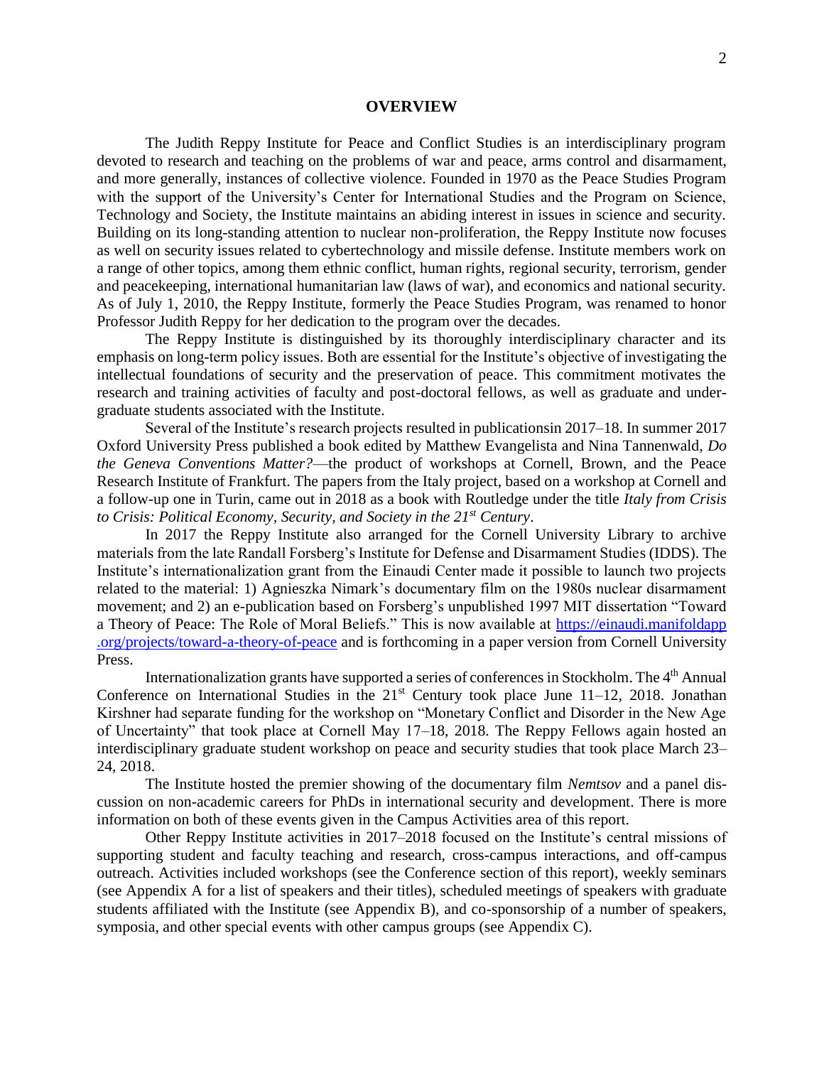# OVERVIEW

The Judith Reppy Institute for Peace and Conflict Studies is an interdisciplinary program devoted to research and teaching on the problems of war and peace, arms control and disarmament, and more generally, instances of collective violence. Founded in 1970 as the Peace Studies Program with the support of the University's Center for International Studies and the Program on Science, Technology and Society, the Institute maintains an abiding interest in issues in science and security. Building on its long-standing attention to nuclear non-proliferation, the Reppy Institute now focuses as well on security issues related to cybertechnology and missile defense. Institute members work on a range of other topics, among them ethnic conflict, human rights, regional security, terrorism, gender and peacekeeping, international humanitarian law (laws of war), and economics and national security. As of July 1, 2010, the Reppy Institute, formerly the Peace Studies Program, was renamed to honor Professor Judith Reppy for her dedication to the program over the decades.

The Reppy Institute is distinguished by its thoroughly interdisciplinary character and its emphasis on long-term policy issues. Both are essential for the Institute's objective of investigating the intellectual foundations of security and the preservation of peace. This commitment motivates the research and training activities of faculty and post-doctoral fellows, as well as graduate and undergraduate students associated with the Institute.

Several of the Institute's research projects resulted in publicationsin 2017–18. In summer 2017 Oxford University Press published a book edited by Matthew Evangelista and Nina Tannenwald, *Do the Geneva Conventions Matter?*—the product of workshops at Cornell, Brown, and the Peace Research Institute of Frankfurt. The papers from the Italy project, based on a workshop at Cornell and a follow-up one in Turin, came out in 2018 as a book with Routledge under the title *Italy from Crisis to Crisis: Political Economy, Security, and Society in the 21st Century*.

In 2017 the Reppy Institute also arranged for the Cornell University Library to archive materials from the late Randall Forsberg's Institute for Defense and Disarmament Studies (IDDS). The Institute's internationalization grant from the Einaudi Center made it possible to launch two projects related to the material: 1) Agnieszka Nimark's documentary film on the 1980s nuclear disarmament movement; and 2) an e-publication based on Forsberg's unpublished 1997 MIT dissertation "Toward a Theory of Peace: The Role of Moral Beliefs." This is now available at https://einaudi.manifoldapp.org/projects/toward-a-theory-of-peace and is forthcoming in a paper version from Cornell University Press.

Internationalization grants have supported a series of conferences in Stockholm. The 4th Annual Conference on International Studies in the 21st Century took place June 11–12, 2018. Jonathan Kirshner had separate funding for the workshop on "Monetary Conflict and Disorder in the New Age of Uncertainty" that took place at Cornell May 17–18, 2018. The Reppy Fellows again hosted an interdisciplinary graduate student workshop on peace and security studies that took place March 23–24, 2018.

The Institute hosted the premier showing of the documentary film *Nemtsov* and a panel discussion on non-academic careers for PhDs in international security and development. There is more information on both of these events given in the Campus Activities area of this report.

Other Reppy Institute activities in 2017–2018 focused on the Institute's central missions of supporting student and faculty teaching and research, cross-campus interactions, and off-campus outreach. Activities included workshops (see the Conference section of this report), weekly seminars (see Appendix A for a list of speakers and their titles), scheduled meetings of speakers with graduate students affiliated with the Institute (see Appendix B), and co-sponsorship of a number of speakers, symposia, and other special events with other campus groups (see Appendix C).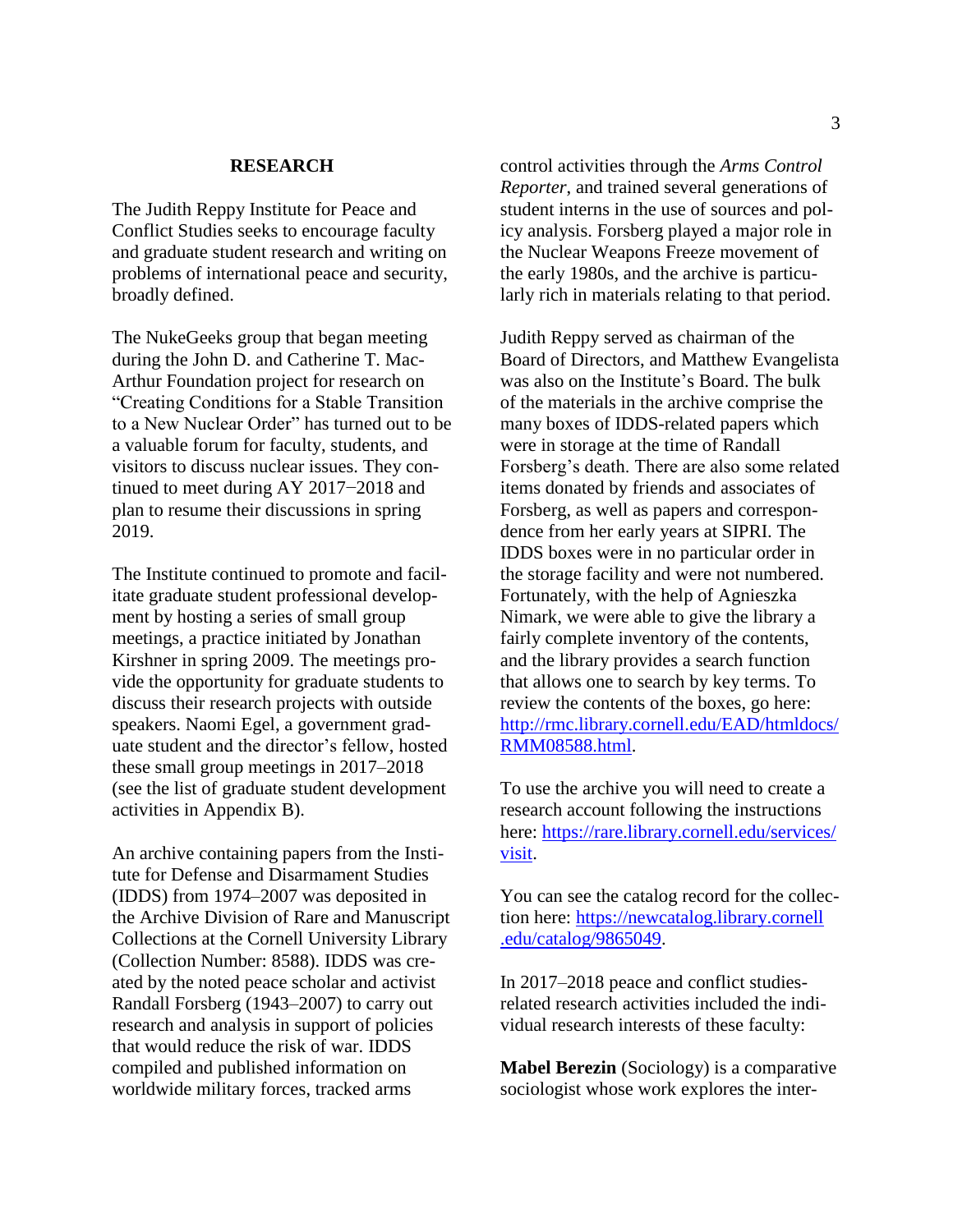## RESEARCH

The Judith Reppy Institute for Peace and Conflict Studies seeks to encourage faculty and graduate student research and writing on problems of international peace and security, broadly defined.

The NukeGeeks group that began meeting during the John D. and Catherine T. MacArthur Foundation project for research on "Creating Conditions for a Stable Transition to a New Nuclear Order" has turned out to be a valuable forum for faculty, students, and visitors to discuss nuclear issues. They continued to meet during AY 2017−2018 and plan to resume their discussions in spring 2019.

The Institute continued to promote and facilitate graduate student professional development by hosting a series of small group meetings, a practice initiated by Jonathan Kirshner in spring 2009. The meetings provide the opportunity for graduate students to discuss their research projects with outside speakers. Naomi Egel, a government graduate student and the director's fellow, hosted these small group meetings in 2017–2018 (see the list of graduate student development activities in Appendix B).

An archive containing papers from the Institute for Defense and Disarmament Studies (IDDS) from 1974–2007 was deposited in the Archive Division of Rare and Manuscript Collections at the Cornell University Library (Collection Number: 8588). IDDS was created by the noted peace scholar and activist Randall Forsberg (1943–2007) to carry out research and analysis in support of policies that would reduce the risk of war. IDDS compiled and published information on worldwide military forces, tracked arms control activities through the *Arms Control Reporter*, and trained several generations of student interns in the use of sources and policy analysis. Forsberg played a major role in the Nuclear Weapons Freeze movement of the early 1980s, and the archive is particularly rich in materials relating to that period.

Judith Reppy served as chairman of the Board of Directors, and Matthew Evangelista was also on the Institute's Board. The bulk of the materials in the archive comprise the many boxes of IDDS-related papers which were in storage at the time of Randall Forsberg's death. There are also some related items donated by friends and associates of Forsberg, as well as papers and correspondence from her early years at SIPRI. The IDDS boxes were in no particular order in the storage facility and were not numbered. Fortunately, with the help of Agnieszka Nimark, we were able to give the library a fairly complete inventory of the contents, and the library provides a search function that allows one to search by key terms. To review the contents of the boxes, go here: http://rmc.library.cornell.edu/EAD/htmldocs/RMM08588.html.

To use the archive you will need to create a research account following the instructions here: https://rare.library.cornell.edu/services/visit.

You can see the catalog record for the collection here: https://newcatalog.library.cornell.edu/catalog/9865049.

In 2017–2018 peace and conflict studies-related research activities included the individual research interests of these faculty:

**Mabel Berezin** (Sociology) is a comparative sociologist whose work explores the inter-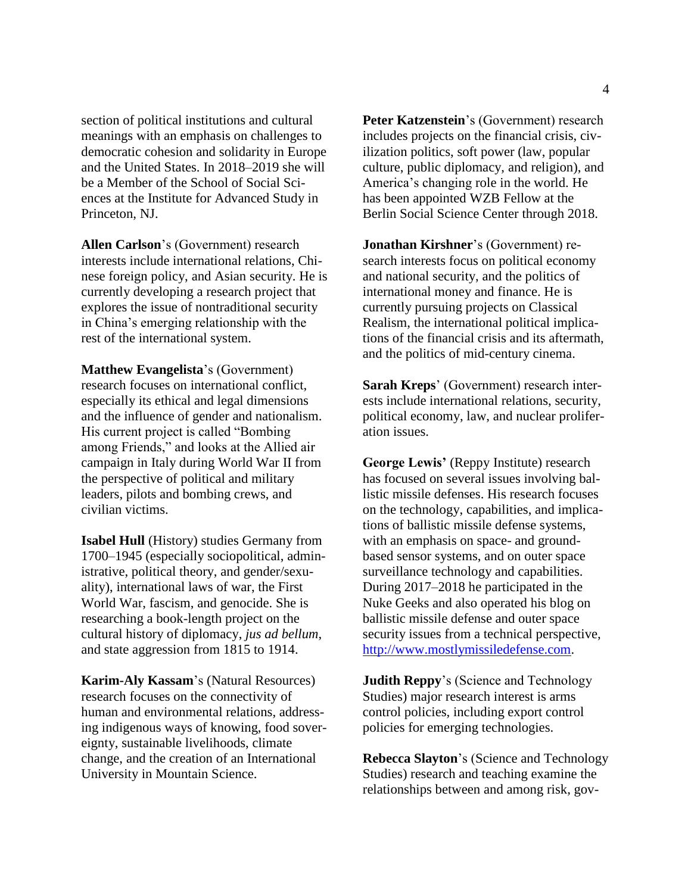section of political institutions and cultural meanings with an emphasis on challenges to democratic cohesion and solidarity in Europe and the United States. In 2018–2019 she will be a Member of the School of Social Sciences at the Institute for Advanced Study in Princeton, NJ.

**Allen Carlson**'s (Government) research interests include international relations, Chinese foreign policy, and Asian security. He is currently developing a research project that explores the issue of nontraditional security in China's emerging relationship with the rest of the international system.

**Matthew Evangelista**'s (Government) research focuses on international conflict, especially its ethical and legal dimensions and the influence of gender and nationalism. His current project is called "Bombing among Friends," and looks at the Allied air campaign in Italy during World War II from the perspective of political and military leaders, pilots and bombing crews, and civilian victims.

**Isabel Hull** (History) studies Germany from 1700–1945 (especially sociopolitical, administrative, political theory, and gender/sexuality), international laws of war, the First World War, fascism, and genocide. She is researching a book-length project on the cultural history of diplomacy, *jus ad bellum*, and state aggression from 1815 to 1914.

**Karim-Aly Kassam**'s (Natural Resources) research focuses on the connectivity of human and environmental relations, addressing indigenous ways of knowing, food sovereignty, sustainable livelihoods, climate change, and the creation of an International University in Mountain Science.

**Peter Katzenstein**'s (Government) research includes projects on the financial crisis, civilization politics, soft power (law, popular culture, public diplomacy, and religion), and America's changing role in the world. He has been appointed WZB Fellow at the Berlin Social Science Center through 2018.

**Jonathan Kirshner**'s (Government) research interests focus on political economy and national security, and the politics of international money and finance. He is currently pursuing projects on Classical Realism, the international political implications of the financial crisis and its aftermath, and the politics of mid-century cinema.

**Sarah Kreps**' (Government) research interests include international relations, security, political economy, law, and nuclear proliferation issues.

**George Lewis'** (Reppy Institute) research has focused on several issues involving ballistic missile defenses. His research focuses on the technology, capabilities, and implications of ballistic missile defense systems, with an emphasis on space- and ground-based sensor systems, and on outer space surveillance technology and capabilities. During 2017–2018 he participated in the Nuke Geeks and also operated his blog on ballistic missile defense and outer space security issues from a technical perspective, http://www.mostlymissiledefense.com.

**Judith Reppy**'s (Science and Technology Studies) major research interest is arms control policies, including export control policies for emerging technologies.

**Rebecca Slayton**'s (Science and Technology Studies) research and teaching examine the relationships between and among risk, gov-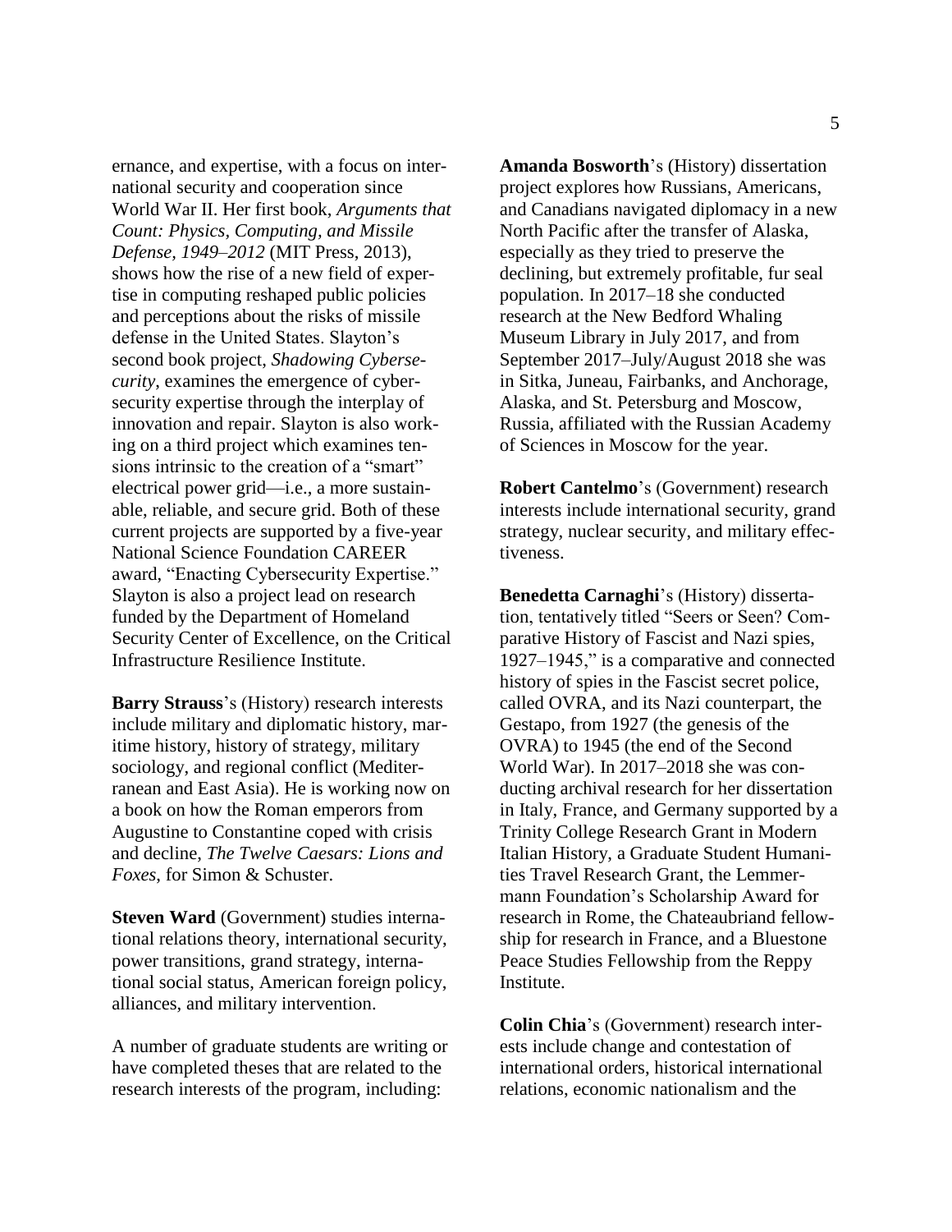ernance, and expertise, with a focus on international security and cooperation since World War II. Her first book, *Arguments that Count: Physics, Computing, and Missile Defense, 1949–2012* (MIT Press, 2013), shows how the rise of a new field of expertise in computing reshaped public policies and perceptions about the risks of missile defense in the United States. Slayton's second book project, *Shadowing Cybersecurity*, examines the emergence of cybersecurity expertise through the interplay of innovation and repair. Slayton is also working on a third project which examines tensions intrinsic to the creation of a "smart" electrical power grid—i.e., a more sustainable, reliable, and secure grid. Both of these current projects are supported by a five-year National Science Foundation CAREER award, "Enacting Cybersecurity Expertise." Slayton is also a project lead on research funded by the Department of Homeland Security Center of Excellence, on the Critical Infrastructure Resilience Institute.

**Barry Strauss**'s (History) research interests include military and diplomatic history, maritime history, history of strategy, military sociology, and regional conflict (Mediterranean and East Asia). He is working now on a book on how the Roman emperors from Augustine to Constantine coped with crisis and decline, *The Twelve Caesars: Lions and Foxes*, for Simon & Schuster.

**Steven Ward** (Government) studies international relations theory, international security, power transitions, grand strategy, international social status, American foreign policy, alliances, and military intervention.

A number of graduate students are writing or have completed theses that are related to the research interests of the program, including:

**Amanda Bosworth**'s (History) dissertation project explores how Russians, Americans, and Canadians navigated diplomacy in a new North Pacific after the transfer of Alaska, especially as they tried to preserve the declining, but extremely profitable, fur seal population. In 2017–18 she conducted research at the New Bedford Whaling Museum Library in July 2017, and from September 2017–July/August 2018 she was in Sitka, Juneau, Fairbanks, and Anchorage, Alaska, and St. Petersburg and Moscow, Russia, affiliated with the Russian Academy of Sciences in Moscow for the year.

**Robert Cantelmo**'s (Government) research interests include international security, grand strategy, nuclear security, and military effectiveness.

**Benedetta Carnaghi**'s (History) dissertation, tentatively titled "Seers or Seen? Comparative History of Fascist and Nazi spies, 1927–1945," is a comparative and connected history of spies in the Fascist secret police, called OVRA, and its Nazi counterpart, the Gestapo, from 1927 (the genesis of the OVRA) to 1945 (the end of the Second World War). In 2017–2018 she was conducting archival research for her dissertation in Italy, France, and Germany supported by a Trinity College Research Grant in Modern Italian History, a Graduate Student Humanities Travel Research Grant, the Lemmermann Foundation's Scholarship Award for research in Rome, the Chateaubriand fellowship for research in France, and a Bluestone Peace Studies Fellowship from the Reppy Institute.

**Colin Chia**'s (Government) research interests include change and contestation of international orders, historical international relations, economic nationalism and the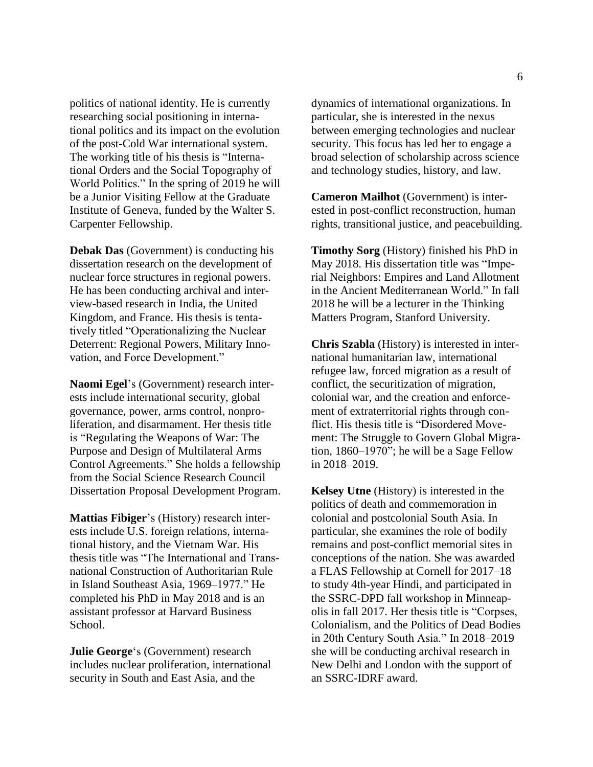politics of national identity. He is currently researching social positioning in international politics and its impact on the evolution of the post-Cold War international system. The working title of his thesis is "International Orders and the Social Topography of World Politics." In the spring of 2019 he will be a Junior Visiting Fellow at the Graduate Institute of Geneva, funded by the Walter S. Carpenter Fellowship.

**Debak Das** (Government) is conducting his dissertation research on the development of nuclear force structures in regional powers. He has been conducting archival and interview-based research in India, the United Kingdom, and France. His thesis is tentatively titled "Operationalizing the Nuclear Deterrent: Regional Powers, Military Innovation, and Force Development."

**Naomi Egel**'s (Government) research interests include international security, global governance, power, arms control, nonproliferation, and disarmament. Her thesis title is "Regulating the Weapons of War: The Purpose and Design of Multilateral Arms Control Agreements." She holds a fellowship from the Social Science Research Council Dissertation Proposal Development Program.

**Mattias Fibiger**'s (History) research interests include U.S. foreign relations, international history, and the Vietnam War. His thesis title was "The International and Transnational Construction of Authoritarian Rule in Island Southeast Asia, 1969–1977." He completed his PhD in May 2018 and is an assistant professor at Harvard Business School.

**Julie George**'s (Government) research includes nuclear proliferation, international security in South and East Asia, and the dynamics of international organizations. In particular, she is interested in the nexus between emerging technologies and nuclear security. This focus has led her to engage a broad selection of scholarship across science and technology studies, history, and law.

**Cameron Mailhot** (Government) is interested in post-conflict reconstruction, human rights, transitional justice, and peacebuilding.

**Timothy Sorg** (History) finished his PhD in May 2018. His dissertation title was "Imperial Neighbors: Empires and Land Allotment in the Ancient Mediterranean World." In fall 2018 he will be a lecturer in the Thinking Matters Program, Stanford University.

**Chris Szabla** (History) is interested in international humanitarian law, international refugee law, forced migration as a result of conflict, the securitization of migration, colonial war, and the creation and enforcement of extraterritorial rights through conflict. His thesis title is "Disordered Movement: The Struggle to Govern Global Migration, 1860–1970"; he will be a Sage Fellow in 2018–2019.

**Kelsey Utne** (History) is interested in the politics of death and commemoration in colonial and postcolonial South Asia. In particular, she examines the role of bodily remains and post-conflict memorial sites in conceptions of the nation. She was awarded a FLAS Fellowship at Cornell for 2017–18 to study 4th-year Hindi, and participated in the SSRC-DPD fall workshop in Minneapolis in fall 2017. Her thesis title is "Corpses, Colonialism, and the Politics of Dead Bodies in 20th Century South Asia." In 2018–2019 she will be conducting archival research in New Delhi and London with the support of an SSRC-IDRF award.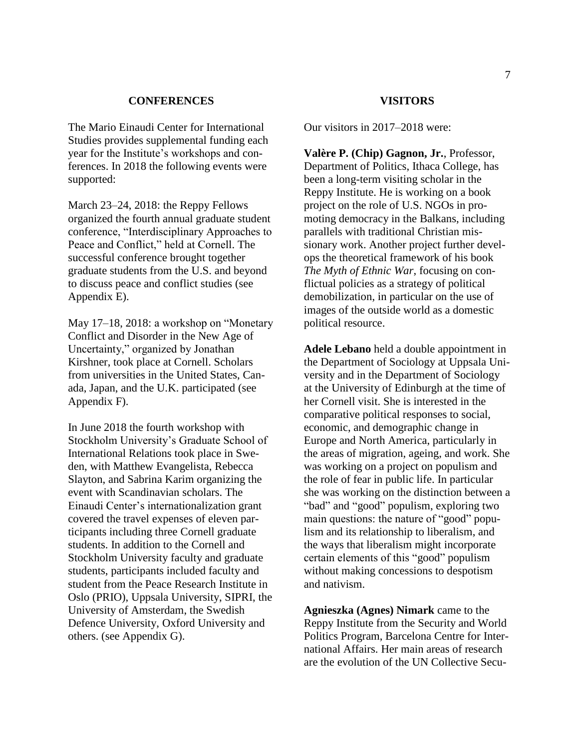## CONFERENCES

The Mario Einaudi Center for International Studies provides supplemental funding each year for the Institute's workshops and conferences. In 2018 the following events were supported:

March 23–24, 2018: the Reppy Fellows organized the fourth annual graduate student conference, "Interdisciplinary Approaches to Peace and Conflict," held at Cornell. The successful conference brought together graduate students from the U.S. and beyond to discuss peace and conflict studies (see Appendix E).

May 17–18, 2018: a workshop on "Monetary Conflict and Disorder in the New Age of Uncertainty," organized by Jonathan Kirshner, took place at Cornell. Scholars from universities in the United States, Canada, Japan, and the U.K. participated (see Appendix F).

In June 2018 the fourth workshop with Stockholm University's Graduate School of International Relations took place in Sweden, with Matthew Evangelista, Rebecca Slayton, and Sabrina Karim organizing the event with Scandinavian scholars. The Einaudi Center's internationalization grant covered the travel expenses of eleven participants including three Cornell graduate students. In addition to the Cornell and Stockholm University faculty and graduate students, participants included faculty and student from the Peace Research Institute in Oslo (PRIO), Uppsala University, SIPRI, the University of Amsterdam, the Swedish Defence University, Oxford University and others. (see Appendix G).

## VISITORS

Our visitors in 2017–2018 were:

**Valère P. (Chip) Gagnon, Jr.**, Professor, Department of Politics, Ithaca College, has been a long-term visiting scholar in the Reppy Institute. He is working on a book project on the role of U.S. NGOs in promoting democracy in the Balkans, including parallels with traditional Christian missionary work. Another project further develops the theoretical framework of his book *The Myth of Ethnic War*, focusing on conflictual policies as a strategy of political demobilization, in particular on the use of images of the outside world as a domestic political resource.

**Adele Lebano** held a double appointment in the Department of Sociology at Uppsala University and in the Department of Sociology at the University of Edinburgh at the time of her Cornell visit. She is interested in the comparative political responses to social, economic, and demographic change in Europe and North America, particularly in the areas of migration, ageing, and work. She was working on a project on populism and the role of fear in public life. In particular she was working on the distinction between a "bad" and "good" populism, exploring two main questions: the nature of "good" populism and its relationship to liberalism, and the ways that liberalism might incorporate certain elements of this "good" populism without making concessions to despotism and nativism.

**Agnieszka (Agnes) Nimark** came to the Reppy Institute from the Security and World Politics Program, Barcelona Centre for International Affairs. Her main areas of research are the evolution of the UN Collective Secu-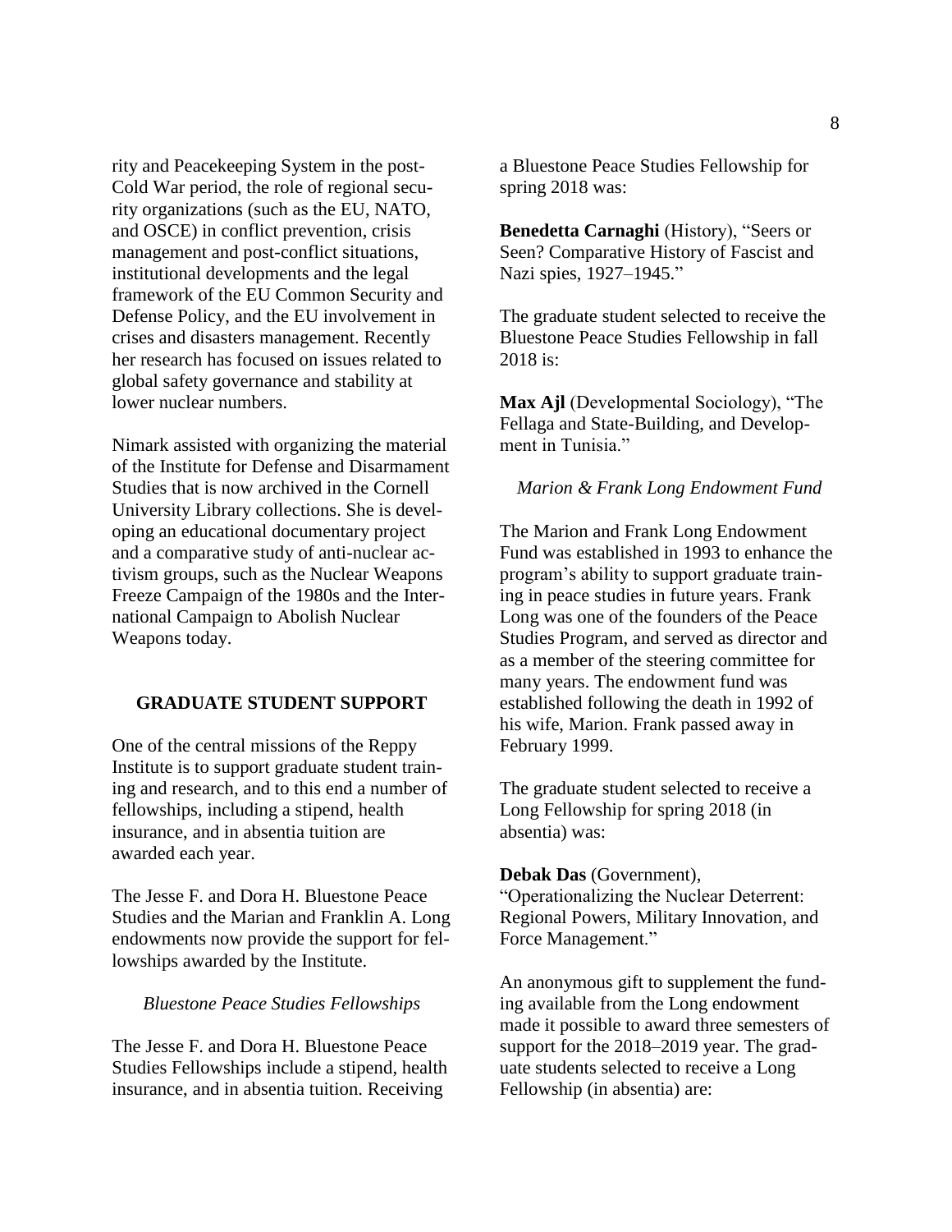rity and Peacekeeping System in the post-Cold War period, the role of regional security organizations (such as the EU, NATO, and OSCE) in conflict prevention, crisis management and post-conflict situations, institutional developments and the legal framework of the EU Common Security and Defense Policy, and the EU involvement in crises and disasters management. Recently her research has focused on issues related to global safety governance and stability at lower nuclear numbers.

Nimark assisted with organizing the material of the Institute for Defense and Disarmament Studies that is now archived in the Cornell University Library collections. She is developing an educational documentary project and a comparative study of anti-nuclear activism groups, such as the Nuclear Weapons Freeze Campaign of the 1980s and the International Campaign to Abolish Nuclear Weapons today.

## GRADUATE STUDENT SUPPORT

One of the central missions of the Reppy Institute is to support graduate student training and research, and to this end a number of fellowships, including a stipend, health insurance, and in absentia tuition are awarded each year.

The Jesse F. and Dora H. Bluestone Peace Studies and the Marian and Franklin A. Long endowments now provide the support for fellowships awarded by the Institute.

### *Bluestone Peace Studies Fellowships*

The Jesse F. and Dora H. Bluestone Peace Studies Fellowships include a stipend, health insurance, and in absentia tuition. Receiving a Bluestone Peace Studies Fellowship for spring 2018 was:

**Benedetta Carnaghi** (History), "Seers or Seen? Comparative History of Fascist and Nazi spies, 1927–1945."

The graduate student selected to receive the Bluestone Peace Studies Fellowship in fall 2018 is:

**Max Ajl** (Developmental Sociology), "The Fellaga and State-Building, and Development in Tunisia."

### *Marion & Frank Long Endowment Fund*

The Marion and Frank Long Endowment Fund was established in 1993 to enhance the program's ability to support graduate training in peace studies in future years. Frank Long was one of the founders of the Peace Studies Program, and served as director and as a member of the steering committee for many years. The endowment fund was established following the death in 1992 of his wife, Marion. Frank passed away in February 1999.

The graduate student selected to receive a Long Fellowship for spring 2018 (in absentia) was:

**Debak Das** (Government), "Operationalizing the Nuclear Deterrent: Regional Powers, Military Innovation, and Force Management."

An anonymous gift to supplement the funding available from the Long endowment made it possible to award three semesters of support for the 2018–2019 year. The graduate students selected to receive a Long Fellowship (in absentia) are: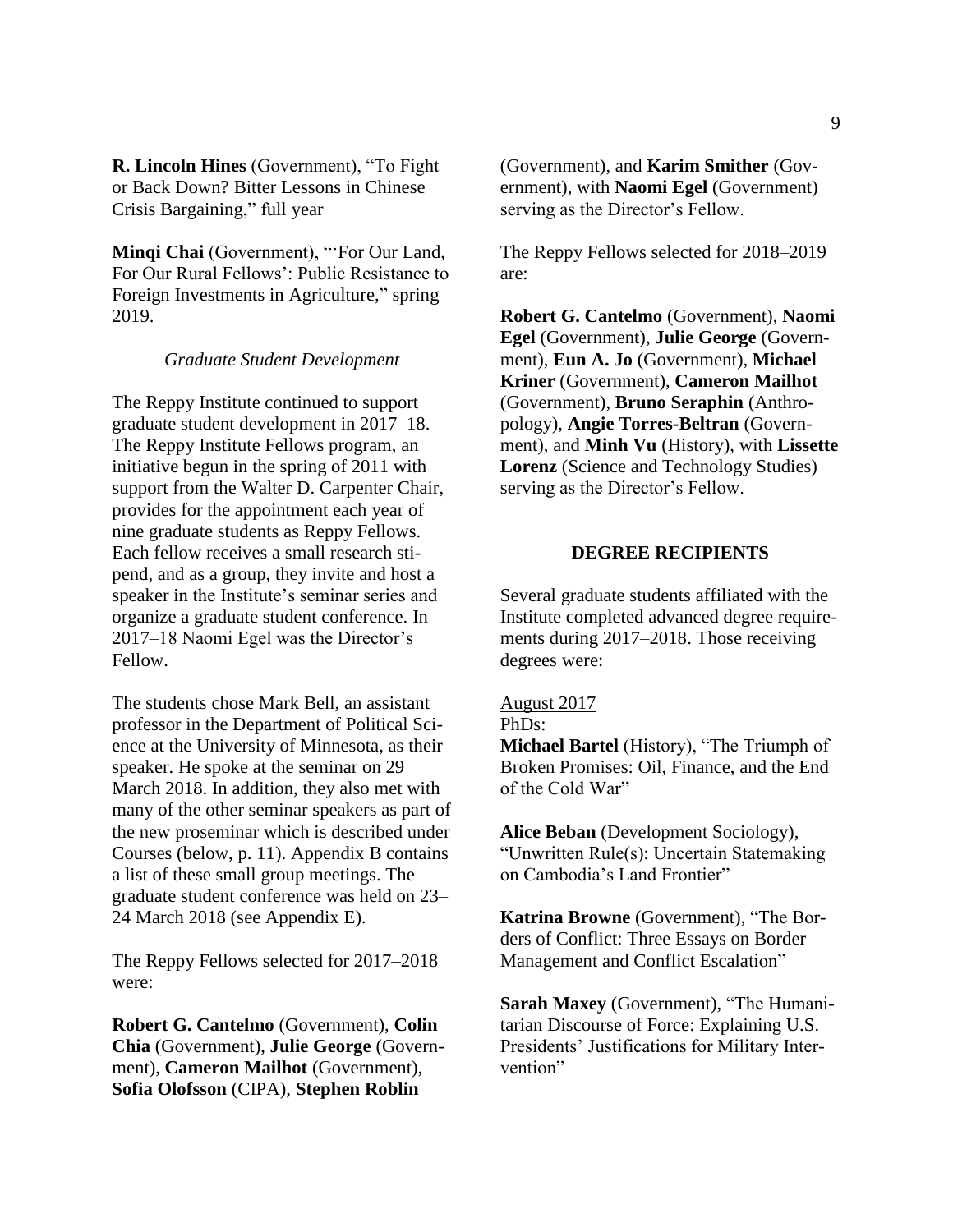**R. Lincoln Hines** (Government), "To Fight or Back Down? Bitter Lessons in Chinese Crisis Bargaining," full year

**Minqi Chai** (Government), "'For Our Land, For Our Rural Fellows': Public Resistance to Foreign Investments in Agriculture," spring 2019.

*Graduate Student Development*

The Reppy Institute continued to support graduate student development in 2017–18. The Reppy Institute Fellows program, an initiative begun in the spring of 2011 with support from the Walter D. Carpenter Chair, provides for the appointment each year of nine graduate students as Reppy Fellows. Each fellow receives a small research stipend, and as a group, they invite and host a speaker in the Institute's seminar series and organize a graduate student conference. In 2017–18 Naomi Egel was the Director's Fellow.

The students chose Mark Bell, an assistant professor in the Department of Political Science at the University of Minnesota, as their speaker. He spoke at the seminar on 29 March 2018. In addition, they also met with many of the other seminar speakers as part of the new proseminar which is described under Courses (below, p. 11). Appendix B contains a list of these small group meetings. The graduate student conference was held on 23–24 March 2018 (see Appendix E).

The Reppy Fellows selected for 2017–2018 were:

**Robert G. Cantelmo** (Government), **Colin Chia** (Government), **Julie George** (Government), **Cameron Mailhot** (Government), **Sofia Olofsson** (CIPA), **Stephen Roblin** (Government), and **Karim Smither** (Government), with **Naomi Egel** (Government) serving as the Director's Fellow.

The Reppy Fellows selected for 2018–2019 are:

**Robert G. Cantelmo** (Government), **Naomi Egel** (Government), **Julie George** (Government), **Eun A. Jo** (Government), **Michael Kriner** (Government), **Cameron Mailhot** (Government), **Bruno Seraphin** (Anthropology), **Angie Torres-Beltran** (Government), and **Minh Vu** (History), with **Lissette Lorenz** (Science and Technology Studies) serving as the Director's Fellow.

## DEGREE RECIPIENTS

Several graduate students affiliated with the Institute completed advanced degree requirements during 2017–2018. Those receiving degrees were:

<u>August 2017</u>

<u>PhDs</u>:

**Michael Bartel** (History), "The Triumph of Broken Promises: Oil, Finance, and the End of the Cold War"

**Alice Beban** (Development Sociology), "Unwritten Rule(s): Uncertain Statemaking on Cambodia's Land Frontier"

**Katrina Browne** (Government), "The Borders of Conflict: Three Essays on Border Management and Conflict Escalation"

**Sarah Maxey** (Government), "The Humanitarian Discourse of Force: Explaining U.S. Presidents' Justifications for Military Intervention"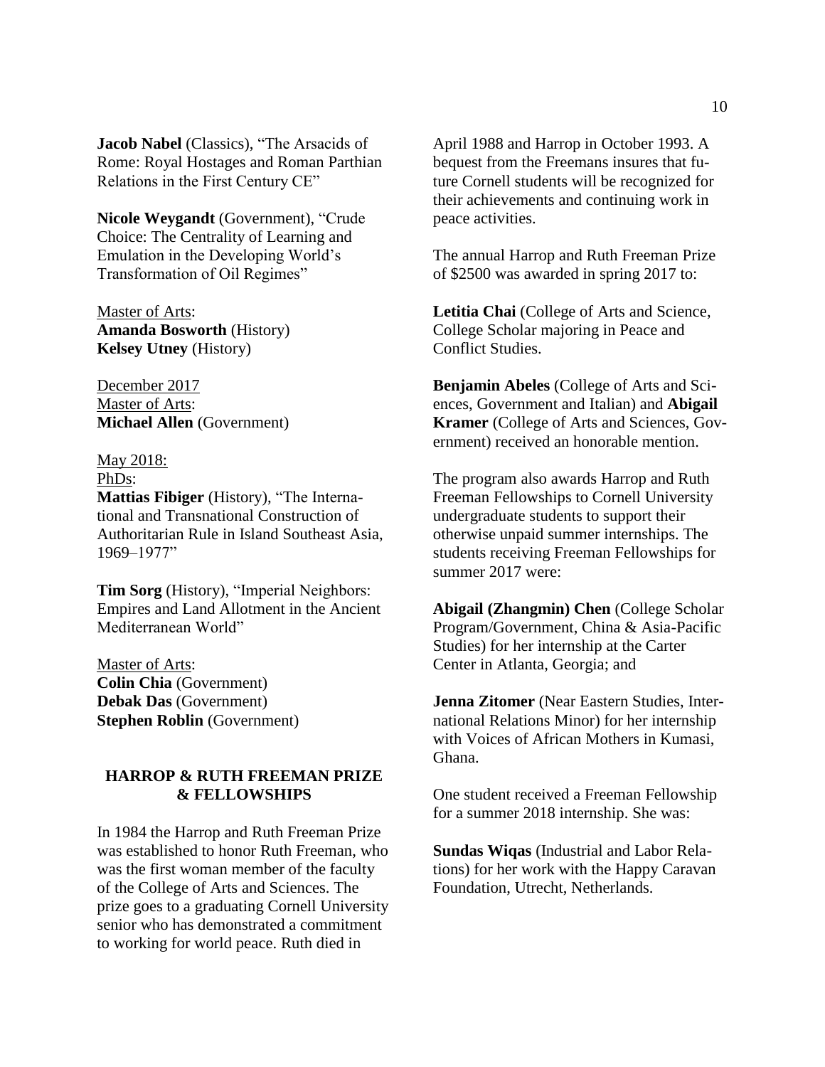**Jacob Nabel** (Classics), "The Arsacids of Rome: Royal Hostages and Roman Parthian Relations in the First Century CE"

**Nicole Weygandt** (Government), "Crude Choice: The Centrality of Learning and Emulation in the Developing World's Transformation of Oil Regimes"

Master of Arts:
**Amanda Bosworth** (History)
**Kelsey Utney** (History)

December 2017
Master of Arts:
**Michael Allen** (Government)

May 2018:
PhDs:
**Mattias Fibiger** (History), "The International and Transnational Construction of Authoritarian Rule in Island Southeast Asia, 1969–1977"

**Tim Sorg** (History), "Imperial Neighbors: Empires and Land Allotment in the Ancient Mediterranean World"

Master of Arts:
**Colin Chia** (Government)
**Debak Das** (Government)
**Stephen Roblin** (Government)

## HARROP & RUTH FREEMAN PRIZE & FELLOWSHIPS

In 1984 the Harrop and Ruth Freeman Prize was established to honor Ruth Freeman, who was the first woman member of the faculty of the College of Arts and Sciences. The prize goes to a graduating Cornell University senior who has demonstrated a commitment to working for world peace. Ruth died in April 1988 and Harrop in October 1993. A bequest from the Freemans insures that future Cornell students will be recognized for their achievements and continuing work in peace activities.

The annual Harrop and Ruth Freeman Prize of $2500 was awarded in spring 2017 to:

**Letitia Chai** (College of Arts and Science, College Scholar majoring in Peace and Conflict Studies.

**Benjamin Abeles** (College of Arts and Sciences, Government and Italian) and **Abigail Kramer** (College of Arts and Sciences, Government) received an honorable mention.

The program also awards Harrop and Ruth Freeman Fellowships to Cornell University undergraduate students to support their otherwise unpaid summer internships. The students receiving Freeman Fellowships for summer 2017 were:

**Abigail (Zhangmin) Chen** (College Scholar Program/Government, China & Asia-Pacific Studies) for her internship at the Carter Center in Atlanta, Georgia; and

**Jenna Zitomer** (Near Eastern Studies, International Relations Minor) for her internship with Voices of African Mothers in Kumasi, Ghana.

One student received a Freeman Fellowship for a summer 2018 internship. She was:

**Sundas Wiqas** (Industrial and Labor Relations) for her work with the Happy Caravan Foundation, Utrecht, Netherlands.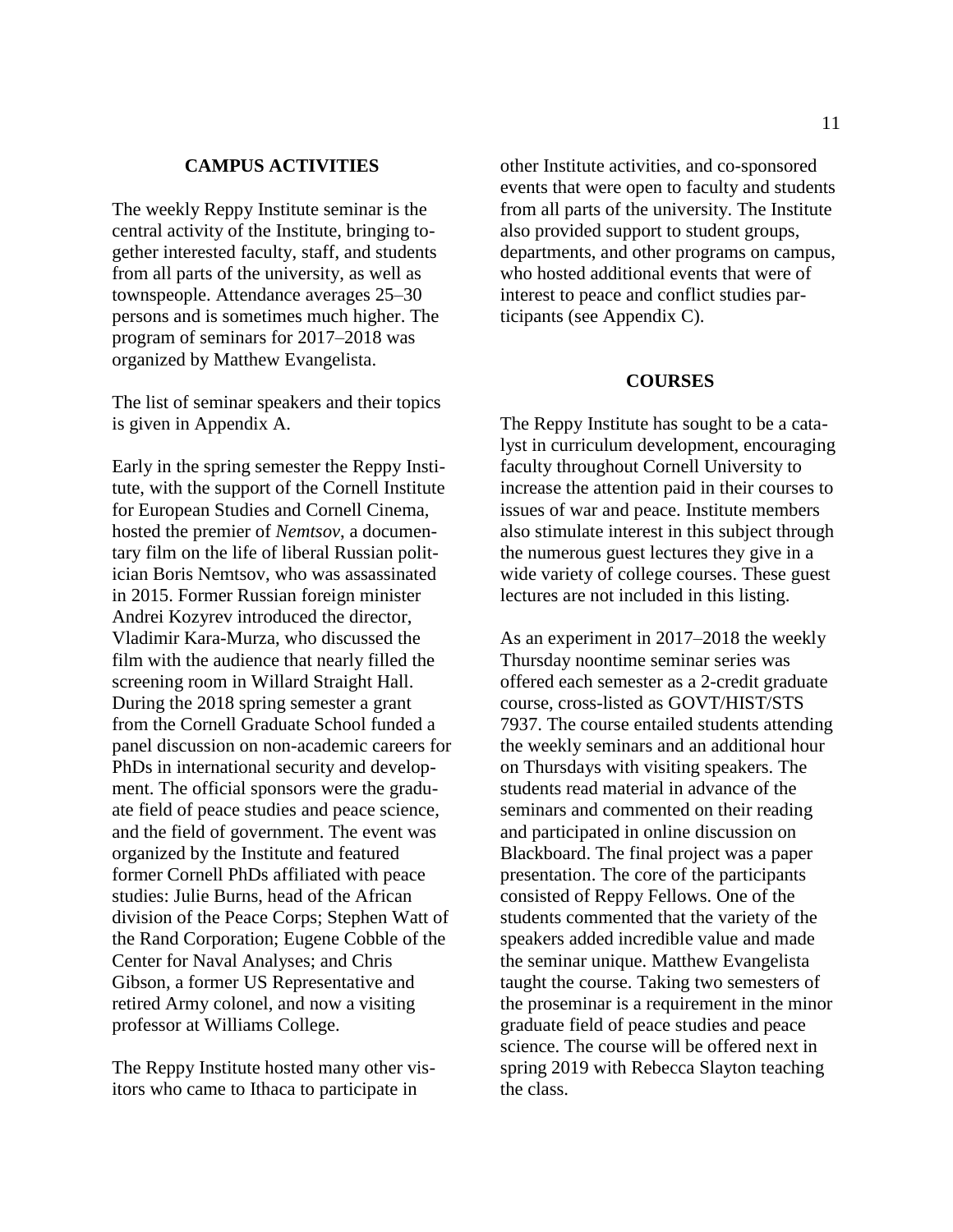## CAMPUS ACTIVITIES

The weekly Reppy Institute seminar is the central activity of the Institute, bringing together interested faculty, staff, and students from all parts of the university, as well as townspeople. Attendance averages 25–30 persons and is sometimes much higher. The program of seminars for 2017–2018 was organized by Matthew Evangelista.

The list of seminar speakers and their topics is given in Appendix A.

Early in the spring semester the Reppy Institute, with the support of the Cornell Institute for European Studies and Cornell Cinema, hosted the premier of *Nemtsov*, a documentary film on the life of liberal Russian politician Boris Nemtsov, who was assassinated in 2015. Former Russian foreign minister Andrei Kozyrev introduced the director, Vladimir Kara-Murza, who discussed the film with the audience that nearly filled the screening room in Willard Straight Hall. During the 2018 spring semester a grant from the Cornell Graduate School funded a panel discussion on non-academic careers for PhDs in international security and development. The official sponsors were the graduate field of peace studies and peace science, and the field of government. The event was organized by the Institute and featured former Cornell PhDs affiliated with peace studies: Julie Burns, head of the African division of the Peace Corps; Stephen Watt of the Rand Corporation; Eugene Cobble of the Center for Naval Analyses; and Chris Gibson, a former US Representative and retired Army colonel, and now a visiting professor at Williams College.

The Reppy Institute hosted many other visitors who came to Ithaca to participate in other Institute activities, and co-sponsored events that were open to faculty and students from all parts of the university. The Institute also provided support to student groups, departments, and other programs on campus, who hosted additional events that were of interest to peace and conflict studies participants (see Appendix C).

## COURSES

The Reppy Institute has sought to be a catalyst in curriculum development, encouraging faculty throughout Cornell University to increase the attention paid in their courses to issues of war and peace. Institute members also stimulate interest in this subject through the numerous guest lectures they give in a wide variety of college courses. These guest lectures are not included in this listing.

As an experiment in 2017–2018 the weekly Thursday noontime seminar series was offered each semester as a 2-credit graduate course, cross-listed as GOVT/HIST/STS 7937. The course entailed students attending the weekly seminars and an additional hour on Thursdays with visiting speakers. The students read material in advance of the seminars and commented on their reading and participated in online discussion on Blackboard. The final project was a paper presentation. The core of the participants consisted of Reppy Fellows. One of the students commented that the variety of the speakers added incredible value and made the seminar unique. Matthew Evangelista taught the course. Taking two semesters of the proseminar is a requirement in the minor graduate field of peace studies and peace science. The course will be offered next in spring 2019 with Rebecca Slayton teaching the class.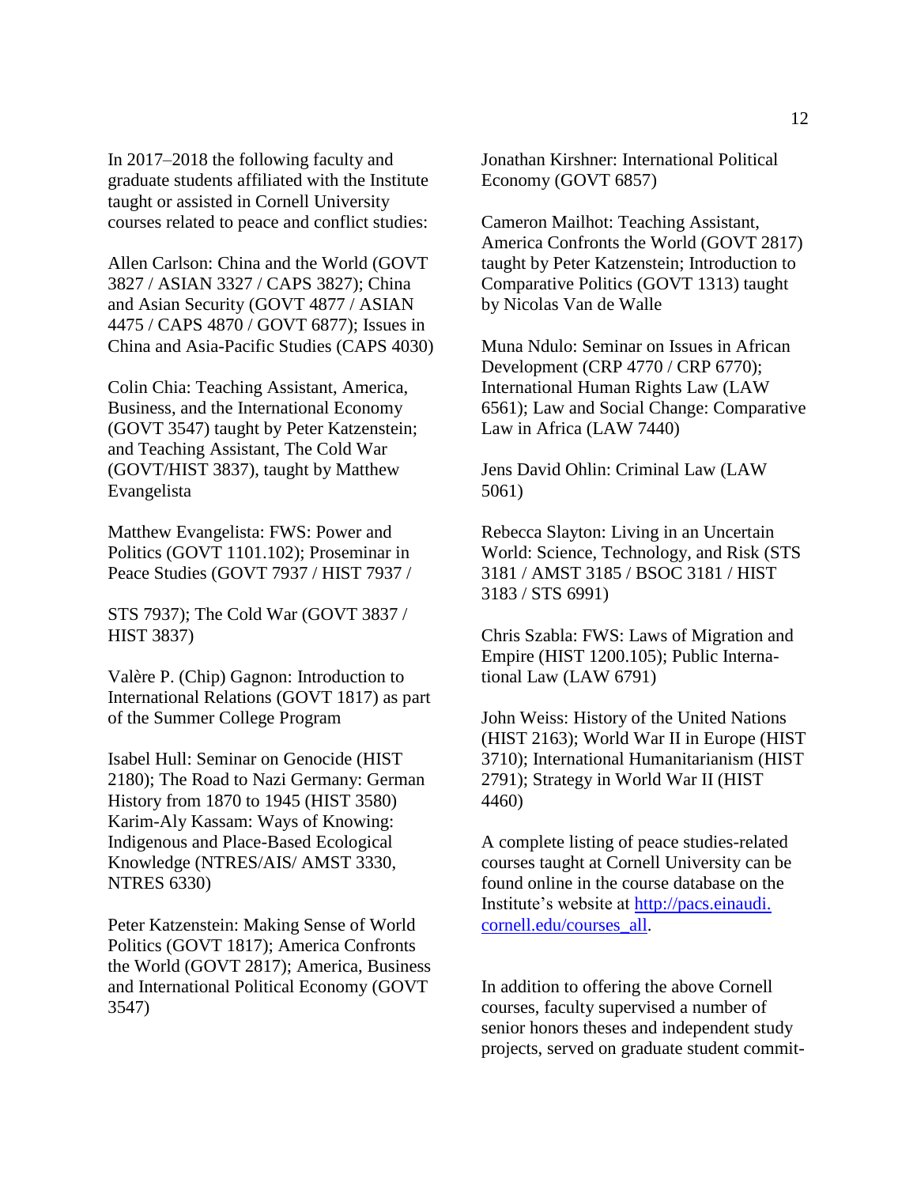In 2017–2018 the following faculty and graduate students affiliated with the Institute taught or assisted in Cornell University courses related to peace and conflict studies:

Allen Carlson: China and the World (GOVT 3827 / ASIAN 3327 / CAPS 3827); China and Asian Security (GOVT 4877 / ASIAN 4475 / CAPS 4870 / GOVT 6877); Issues in China and Asia-Pacific Studies (CAPS 4030)

Colin Chia: Teaching Assistant, America, Business, and the International Economy (GOVT 3547) taught by Peter Katzenstein; and Teaching Assistant, The Cold War (GOVT/HIST 3837), taught by Matthew Evangelista

Matthew Evangelista: FWS: Power and Politics (GOVT 1101.102); Proseminar in Peace Studies (GOVT 7937 / HIST 7937 / STS 7937); The Cold War (GOVT 3837 / HIST 3837)

Valère P. (Chip) Gagnon: Introduction to International Relations (GOVT 1817) as part of the Summer College Program

Isabel Hull: Seminar on Genocide (HIST 2180); The Road to Nazi Germany: German History from 1870 to 1945 (HIST 3580)

Karim-Aly Kassam: Ways of Knowing: Indigenous and Place-Based Ecological Knowledge (NTRES/AIS/ AMST 3330, NTRES 6330)

Peter Katzenstein: Making Sense of World Politics (GOVT 1817); America Confronts the World (GOVT 2817); America, Business and International Political Economy (GOVT 3547)

Jonathan Kirshner: International Political Economy (GOVT 6857)

Cameron Mailhot: Teaching Assistant, America Confronts the World (GOVT 2817) taught by Peter Katzenstein; Introduction to Comparative Politics (GOVT 1313) taught by Nicolas Van de Walle

Muna Ndulo: Seminar on Issues in African Development (CRP 4770 / CRP 6770); International Human Rights Law (LAW 6561); Law and Social Change: Comparative Law in Africa (LAW 7440)

Jens David Ohlin: Criminal Law (LAW 5061)

Rebecca Slayton: Living in an Uncertain World: Science, Technology, and Risk (STS 3181 / AMST 3185 / BSOC 3181 / HIST 3183 / STS 6991)

Chris Szabla: FWS: Laws of Migration and Empire (HIST 1200.105); Public International Law (LAW 6791)

John Weiss: History of the United Nations (HIST 2163); World War II in Europe (HIST 3710); International Humanitarianism (HIST 2791); Strategy in World War II (HIST 4460)

A complete listing of peace studies-related courses taught at Cornell University can be found online in the course database on the Institute's website at [http://pacs.einaudi.cornell.edu/courses_all](http://pacs.einaudi.cornell.edu/courses_all).

In addition to offering the above Cornell courses, faculty supervised a number of senior honors theses and independent study projects, served on graduate student commit-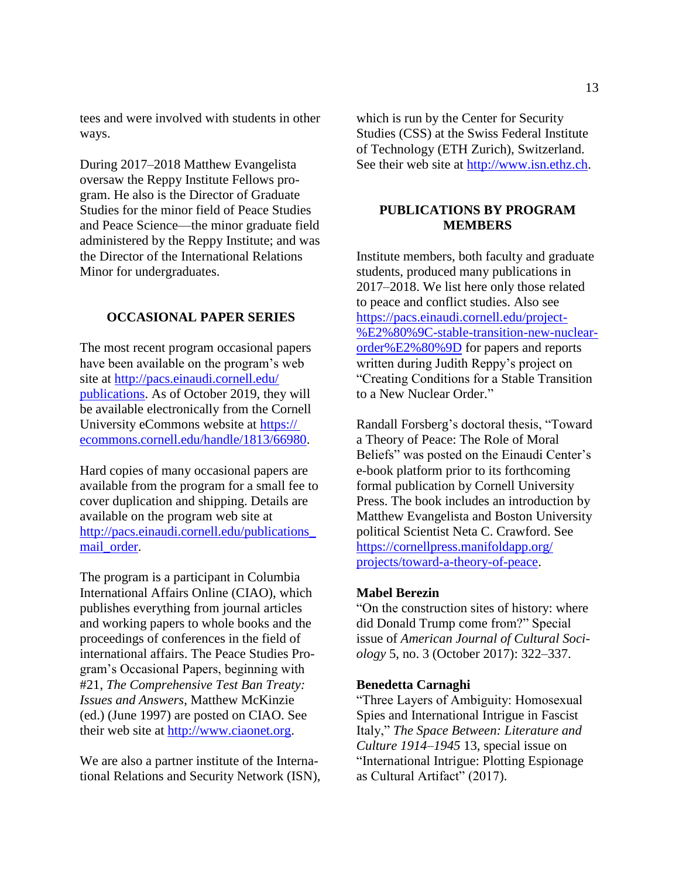tees and were involved with students in other ways.

During 2017–2018 Matthew Evangelista oversaw the Reppy Institute Fellows program. He also is the Director of Graduate Studies for the minor field of Peace Studies and Peace Science—the minor graduate field administered by the Reppy Institute; and was the Director of the International Relations Minor for undergraduates.

## OCCASIONAL PAPER SERIES

The most recent program occasional papers have been available on the program's web site at http://pacs.einaudi.cornell.edu/publications. As of October 2019, they will be available electronically from the Cornell University eCommons website at https://ecommons.cornell.edu/handle/1813/66980.

Hard copies of many occasional papers are available from the program for a small fee to cover duplication and shipping. Details are available on the program web site at http://pacs.einaudi.cornell.edu/publications_mail_order.

The program is a participant in Columbia International Affairs Online (CIAO), which publishes everything from journal articles and working papers to whole books and the proceedings of conferences in the field of international affairs. The Peace Studies Program's Occasional Papers, beginning with #21, *The Comprehensive Test Ban Treaty: Issues and Answers*, Matthew McKinzie (ed.) (June 1997) are posted on CIAO. See their web site at http://www.ciaonet.org.

We are also a partner institute of the International Relations and Security Network (ISN), which is run by the Center for Security Studies (CSS) at the Swiss Federal Institute of Technology (ETH Zurich), Switzerland. See their web site at http://www.isn.ethz.ch.

## PUBLICATIONS BY PROGRAM MEMBERS

Institute members, both faculty and graduate students, produced many publications in 2017–2018. We list here only those related to peace and conflict studies. Also see https://pacs.einaudi.cornell.edu/project-%E2%80%9C-stable-transition-new-nuclear-order%E2%80%9D for papers and reports written during Judith Reppy's project on "Creating Conditions for a Stable Transition to a New Nuclear Order."

Randall Forsberg's doctoral thesis, "Toward a Theory of Peace: The Role of Moral Beliefs" was posted on the Einaudi Center's e-book platform prior to its forthcoming formal publication by Cornell University Press. The book includes an introduction by Matthew Evangelista and Boston University political Scientist Neta C. Crawford. See https://cornellpress.manifoldapp.org/projects/toward-a-theory-of-peace.

**Mabel Berezin**

"On the construction sites of history: where did Donald Trump come from?" Special issue of *American Journal of Cultural Sociology* 5, no. 3 (October 2017): 322–337.

**Benedetta Carnaghi**

"Three Layers of Ambiguity: Homosexual Spies and International Intrigue in Fascist Italy," *The Space Between: Literature and Culture 1914–1945* 13, special issue on "International Intrigue: Plotting Espionage as Cultural Artifact" (2017).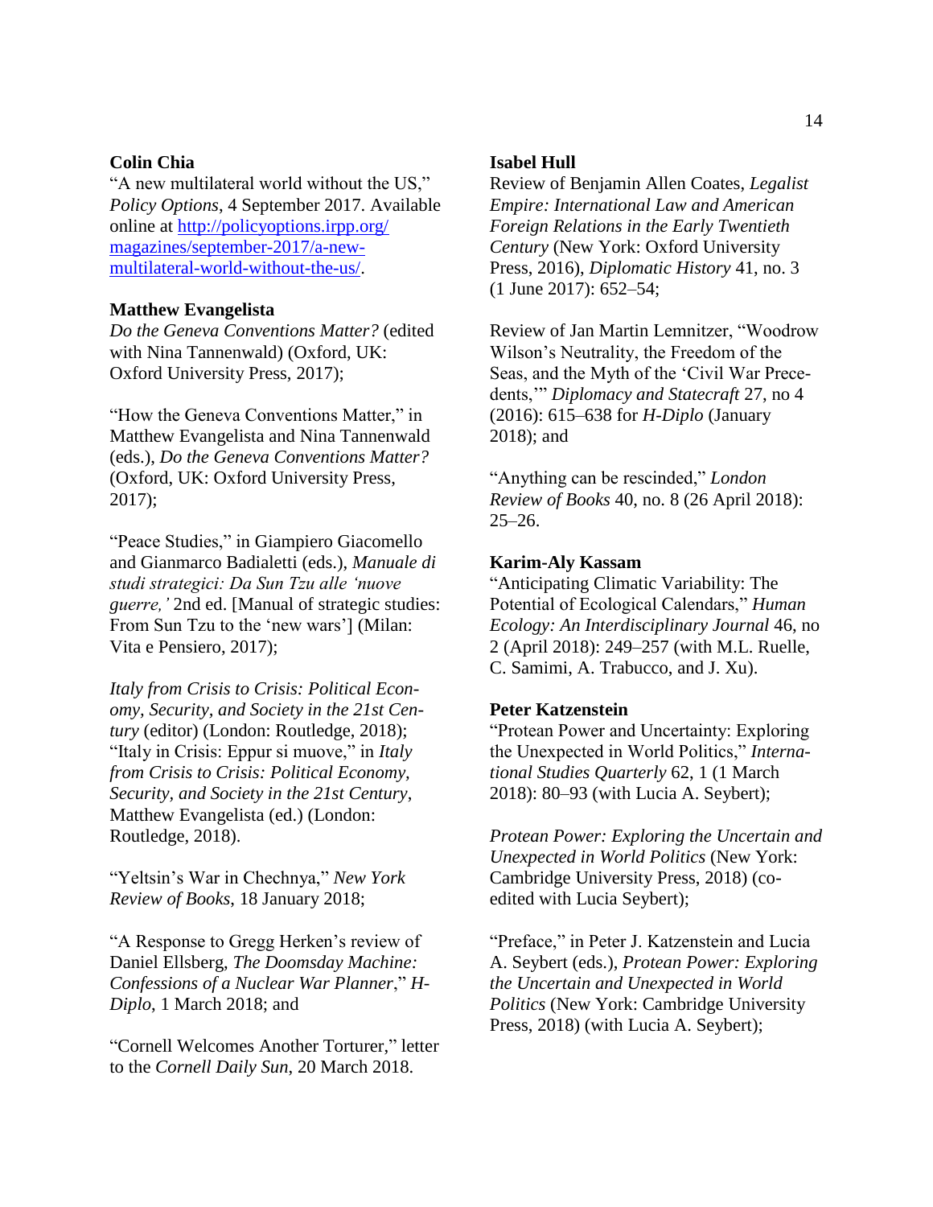**Colin Chia**

"A new multilateral world without the US," *Policy Options*, 4 September 2017. Available online at [http://policyoptions.irpp.org/magazines/september-2017/a-new-multilateral-world-without-the-us/](http://policyoptions.irpp.org/magazines/september-2017/a-new-multilateral-world-without-the-us/).

**Matthew Evangelista**

*Do the Geneva Conventions Matter?* (edited with Nina Tannenwald) (Oxford, UK: Oxford University Press, 2017);

"How the Geneva Conventions Matter," in Matthew Evangelista and Nina Tannenwald (eds.), *Do the Geneva Conventions Matter?* (Oxford, UK: Oxford University Press, 2017);

"Peace Studies," in Giampiero Giacomello and Gianmarco Badialetti (eds.), *Manuale di studi strategici: Da Sun Tzu alle 'nuove guerre,'* 2nd ed. [Manual of strategic studies: From Sun Tzu to the 'new wars'] (Milan: Vita e Pensiero, 2017);

*Italy from Crisis to Crisis: Political Economy, Security, and Society in the 21st Century* (editor) (London: Routledge, 2018);
"Italy in Crisis: Eppur si muove," in *Italy from Crisis to Crisis: Political Economy, Security, and Society in the 21st Century*, Matthew Evangelista (ed.) (London: Routledge, 2018).

"Yeltsin's War in Chechnya," *New York Review of Books*, 18 January 2018;

"A Response to Gregg Herken's review of Daniel Ellsberg, *The Doomsday Machine: Confessions of a Nuclear War Planner*," *H-Diplo*, 1 March 2018; and

"Cornell Welcomes Another Torturer," letter to the *Cornell Daily Sun*, 20 March 2018.

**Isabel Hull**

Review of Benjamin Allen Coates, *Legalist Empire: International Law and American Foreign Relations in the Early Twentieth Century* (New York: Oxford University Press, 2016), *Diplomatic History* 41, no. 3 (1 June 2017): 652–54;

Review of Jan Martin Lemnitzer, "Woodrow Wilson's Neutrality, the Freedom of the Seas, and the Myth of the 'Civil War Precedents,'" *Diplomacy and Statecraft* 27, no 4 (2016): 615–638 for *H-Diplo* (January 2018); and

"Anything can be rescinded," *London Review of Books* 40, no. 8 (26 April 2018): 25–26.

**Karim-Aly Kassam**

"Anticipating Climatic Variability: The Potential of Ecological Calendars," *Human Ecology: An Interdisciplinary Journal* 46, no 2 (April 2018): 249–257 (with M.L. Ruelle, C. Samimi, A. Trabucco, and J. Xu).

**Peter Katzenstein**

"Protean Power and Uncertainty: Exploring the Unexpected in World Politics," *International Studies Quarterly* 62, 1 (1 March 2018): 80–93 (with Lucia A. Seybert);

*Protean Power: Exploring the Uncertain and Unexpected in World Politics* (New York: Cambridge University Press, 2018) (co-edited with Lucia Seybert);

"Preface," in Peter J. Katzenstein and Lucia A. Seybert (eds.), *Protean Power: Exploring the Uncertain and Unexpected in World Politics* (New York: Cambridge University Press, 2018) (with Lucia A. Seybert);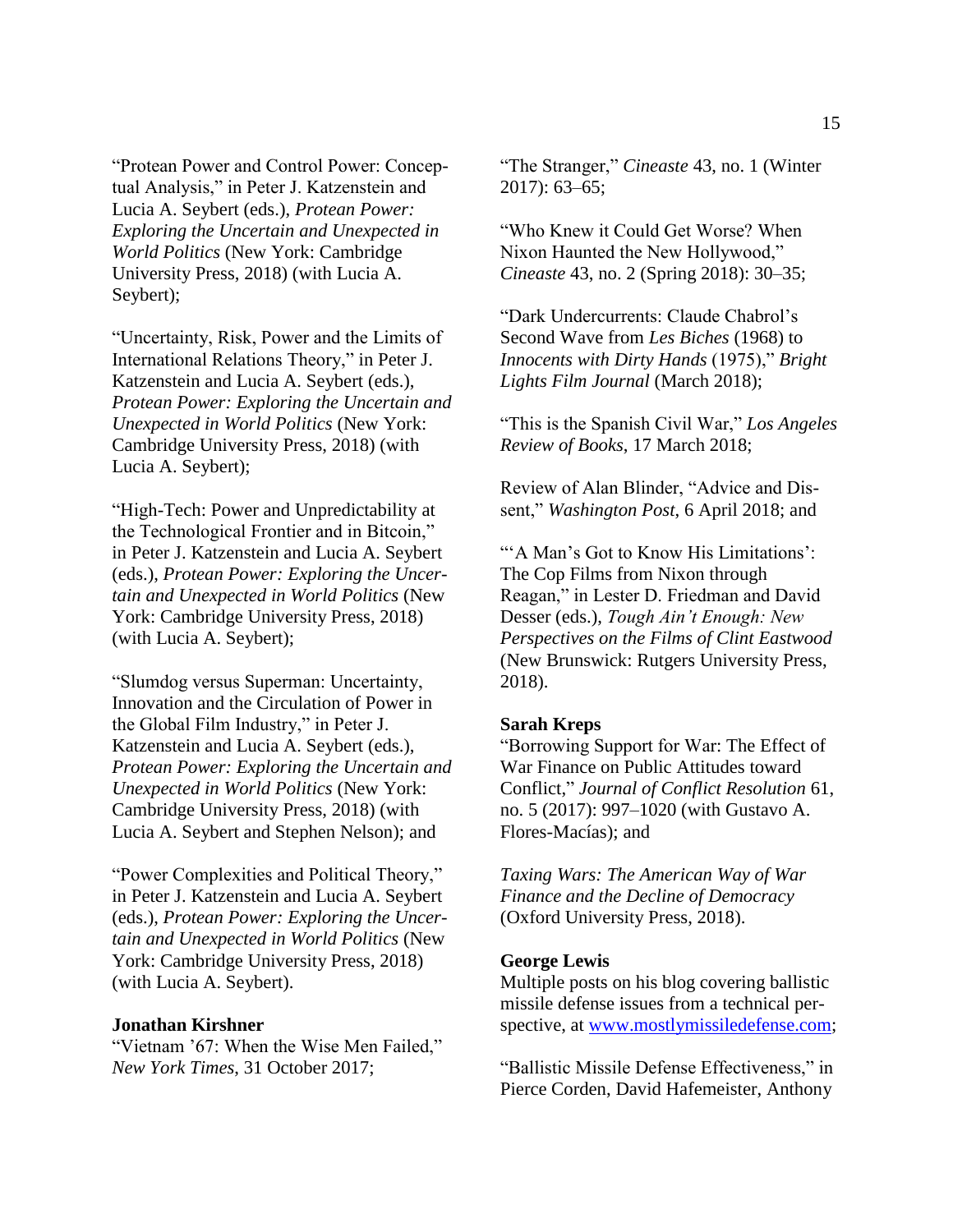"Protean Power and Control Power: Conceptual Analysis," in Peter J. Katzenstein and Lucia A. Seybert (eds.), *Protean Power: Exploring the Uncertain and Unexpected in World Politics* (New York: Cambridge University Press, 2018) (with Lucia A. Seybert);

"Uncertainty, Risk, Power and the Limits of International Relations Theory," in Peter J. Katzenstein and Lucia A. Seybert (eds.), *Protean Power: Exploring the Uncertain and Unexpected in World Politics* (New York: Cambridge University Press, 2018) (with Lucia A. Seybert);

"High-Tech: Power and Unpredictability at the Technological Frontier and in Bitcoin," in Peter J. Katzenstein and Lucia A. Seybert (eds.), *Protean Power: Exploring the Uncertain and Unexpected in World Politics* (New York: Cambridge University Press, 2018) (with Lucia A. Seybert);

"Slumdog versus Superman: Uncertainty, Innovation and the Circulation of Power in the Global Film Industry," in Peter J. Katzenstein and Lucia A. Seybert (eds.), *Protean Power: Exploring the Uncertain and Unexpected in World Politics* (New York: Cambridge University Press, 2018) (with Lucia A. Seybert and Stephen Nelson); and

"Power Complexities and Political Theory," in Peter J. Katzenstein and Lucia A. Seybert (eds.), *Protean Power: Exploring the Uncertain and Unexpected in World Politics* (New York: Cambridge University Press, 2018) (with Lucia A. Seybert).

**Jonathan Kirshner**
"Vietnam '67: When the Wise Men Failed," *New York Times*, 31 October 2017;

"The Stranger," *Cineaste* 43, no. 1 (Winter 2017): 63–65;

"Who Knew it Could Get Worse? When Nixon Haunted the New Hollywood," *Cineaste* 43, no. 2 (Spring 2018): 30–35;

"Dark Undercurrents: Claude Chabrol's Second Wave from *Les Biches* (1968) to *Innocents with Dirty Hands* (1975)," *Bright Lights Film Journal* (March 2018);

"This is the Spanish Civil War," *Los Angeles Review of Books*, 17 March 2018;

Review of Alan Blinder, "Advice and Dissent," *Washington Post*, 6 April 2018; and

"'A Man's Got to Know His Limitations': The Cop Films from Nixon through Reagan," in Lester D. Friedman and David Desser (eds.), *Tough Ain't Enough: New Perspectives on the Films of Clint Eastwood* (New Brunswick: Rutgers University Press, 2018).

**Sarah Kreps**
"Borrowing Support for War: The Effect of War Finance on Public Attitudes toward Conflict," *Journal of Conflict Resolution* 61, no. 5 (2017): 997–1020 (with Gustavo A. Flores-Macías); and

*Taxing Wars: The American Way of War Finance and the Decline of Democracy* (Oxford University Press, 2018).

**George Lewis**
Multiple posts on his blog covering ballistic missile defense issues from a technical perspective, at www.mostlymissiledefense.com;

"Ballistic Missile Defense Effectiveness," in Pierce Corden, David Hafemeister, Anthony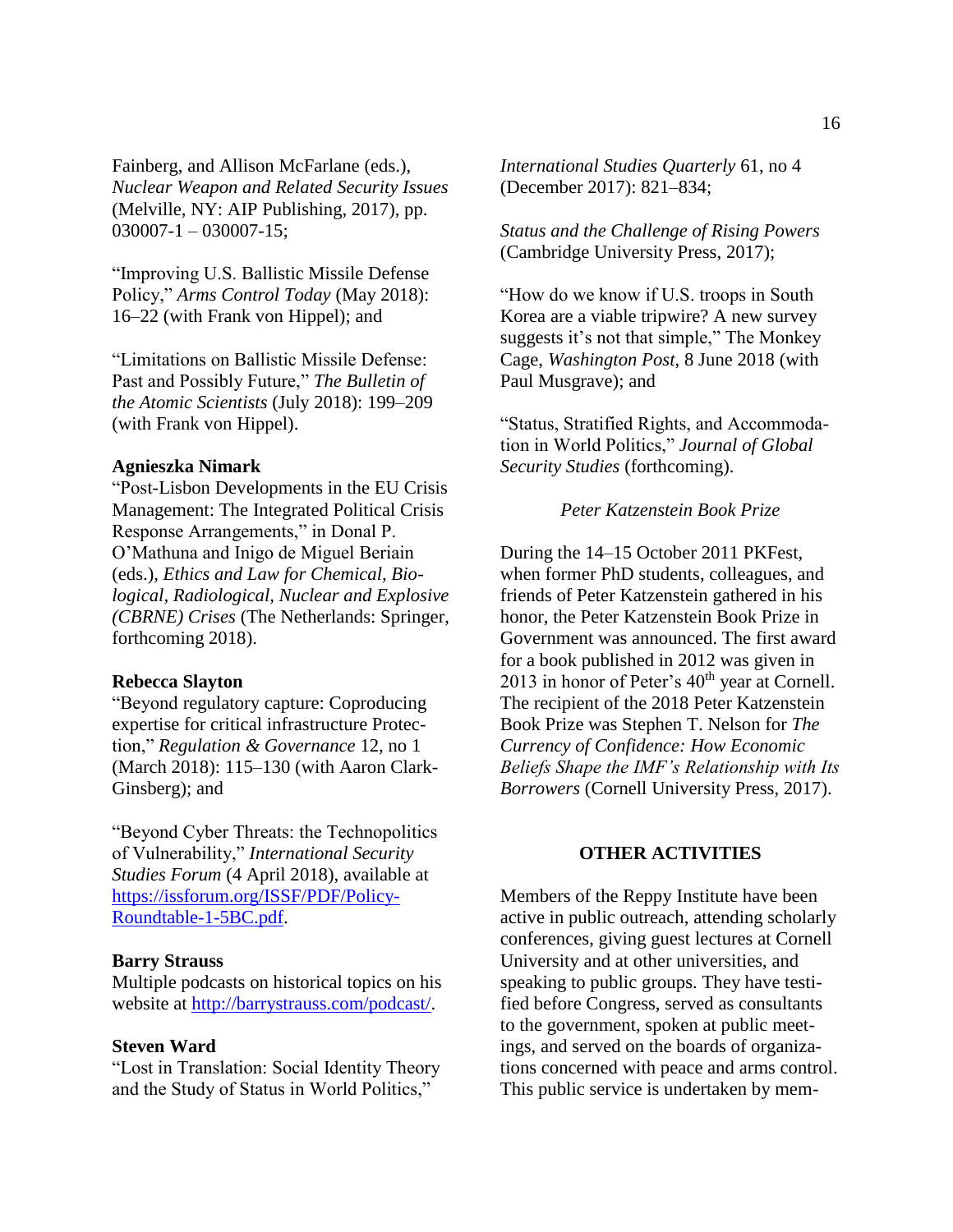Fainberg, and Allison McFarlane (eds.), *Nuclear Weapon and Related Security Issues* (Melville, NY: AIP Publishing, 2017), pp. 030007-1 – 030007-15;

"Improving U.S. Ballistic Missile Defense Policy," *Arms Control Today* (May 2018): 16–22 (with Frank von Hippel); and

"Limitations on Ballistic Missile Defense: Past and Possibly Future," *The Bulletin of the Atomic Scientists* (July 2018): 199–209 (with Frank von Hippel).

**Agnieszka Nimark**
"Post-Lisbon Developments in the EU Crisis Management: The Integrated Political Crisis Response Arrangements," in Donal P. O'Mathuna and Inigo de Miguel Beriain (eds.), *Ethics and Law for Chemical, Biological, Radiological, Nuclear and Explosive (CBRNE) Crises* (The Netherlands: Springer, forthcoming 2018).

**Rebecca Slayton**
"Beyond regulatory capture: Coproducing expertise for critical infrastructure Protection," *Regulation & Governance* 12, no 1 (March 2018): 115–130 (with Aaron Clark-Ginsberg); and

"Beyond Cyber Threats: the Technopolitics of Vulnerability," *International Security Studies Forum* (4 April 2018), available at https://issforum.org/ISSF/PDF/Policy-Roundtable-1-5BC.pdf.

**Barry Strauss**
Multiple podcasts on historical topics on his website at http://barrystrauss.com/podcast/.

**Steven Ward**
"Lost in Translation: Social Identity Theory and the Study of Status in World Politics," *International Studies Quarterly* 61, no 4 (December 2017): 821–834;

*Status and the Challenge of Rising Powers* (Cambridge University Press, 2017);

"How do we know if U.S. troops in South Korea are a viable tripwire? A new survey suggests it's not that simple," The Monkey Cage, *Washington Post*, 8 June 2018 (with Paul Musgrave); and

"Status, Stratified Rights, and Accommodation in World Politics," *Journal of Global Security Studies* (forthcoming).

*Peter Katzenstein Book Prize*

During the 14–15 October 2011 PKFest, when former PhD students, colleagues, and friends of Peter Katzenstein gathered in his honor, the Peter Katzenstein Book Prize in Government was announced. The first award for a book published in 2012 was given in 2013 in honor of Peter's 40th year at Cornell. The recipient of the 2018 Peter Katzenstein Book Prize was Stephen T. Nelson for *The Currency of Confidence: How Economic Beliefs Shape the IMF's Relationship with Its Borrowers* (Cornell University Press, 2017).

## OTHER ACTIVITIES

Members of the Reppy Institute have been active in public outreach, attending scholarly conferences, giving guest lectures at Cornell University and at other universities, and speaking to public groups. They have testified before Congress, served as consultants to the government, spoken at public meetings, and served on the boards of organizations concerned with peace and arms control. This public service is undertaken by mem-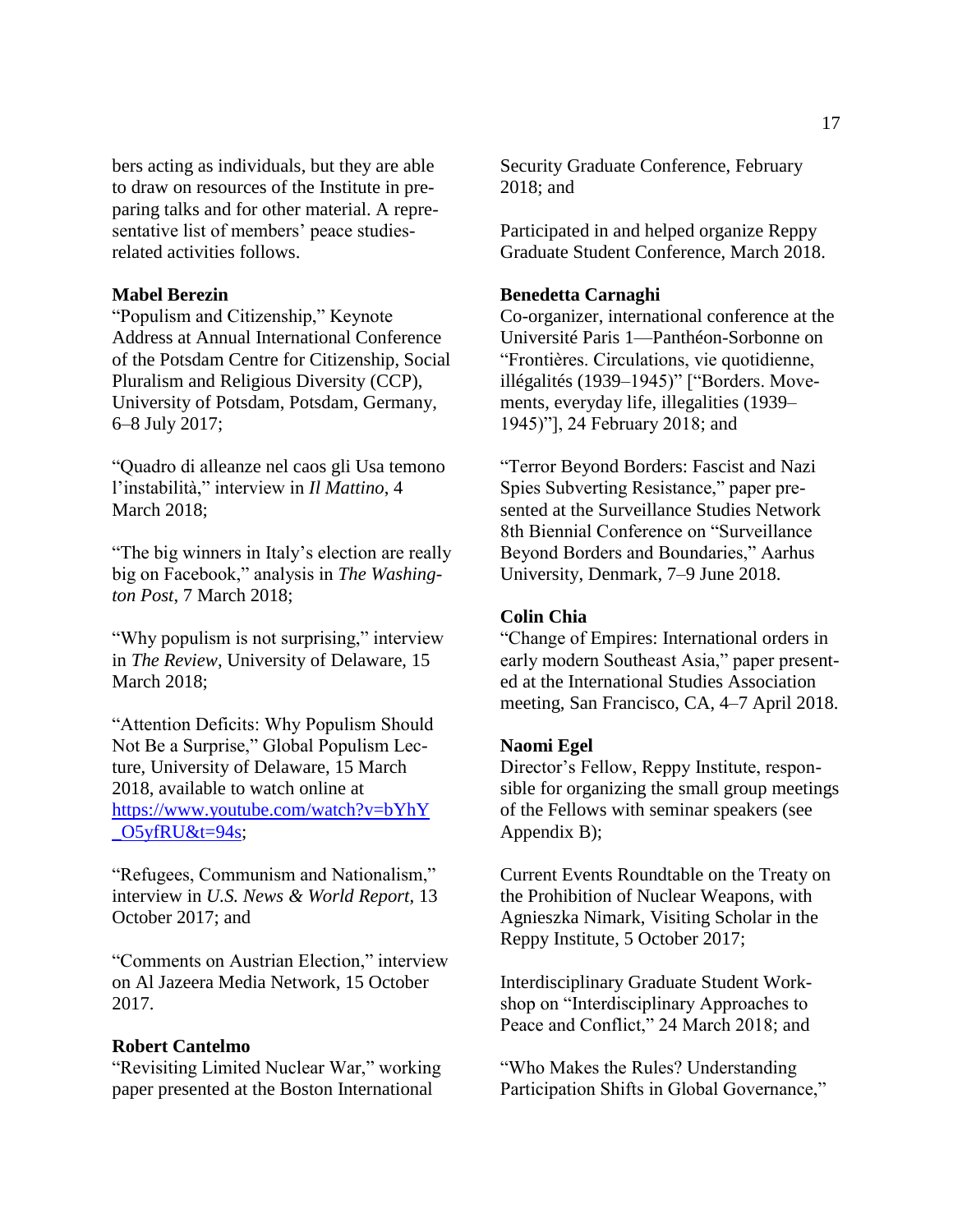bers acting as individuals, but they are able to draw on resources of the Institute in preparing talks and for other material. A representative list of members' peace studies-related activities follows.

**Mabel Berezin**

"Populism and Citizenship," Keynote Address at Annual International Conference of the Potsdam Centre for Citizenship, Social Pluralism and Religious Diversity (CCP), University of Potsdam, Potsdam, Germany, 6–8 July 2017;

"Quadro di alleanze nel caos gli Usa temono l'instabilità," interview in *Il Mattino*, 4 March 2018;

"The big winners in Italy's election are really big on Facebook," analysis in *The Washington Post*, 7 March 2018;

"Why populism is not surprising," interview in *The Review*, University of Delaware, 15 March 2018;

"Attention Deficits: Why Populism Should Not Be a Surprise," Global Populism Lecture, University of Delaware, 15 March 2018, available to watch online at [https://www.youtube.com/watch?v=bYhY_O5yfRU&t=94s](https://www.youtube.com/watch?v=bYhY_O5yfRU&t=94s);

"Refugees, Communism and Nationalism," interview in *U.S. News & World Report*, 13 October 2017; and

"Comments on Austrian Election," interview on Al Jazeera Media Network, 15 October 2017.

**Robert Cantelmo**

"Revisiting Limited Nuclear War," working paper presented at the Boston International Security Graduate Conference, February 2018; and

Participated in and helped organize Reppy Graduate Student Conference, March 2018.

**Benedetta Carnaghi**

Co-organizer, international conference at the Université Paris 1—Panthéon-Sorbonne on "Frontières. Circulations, vie quotidienne, illégalités (1939–1945)" ["Borders. Movements, everyday life, illegalities (1939–1945)"], 24 February 2018; and

"Terror Beyond Borders: Fascist and Nazi Spies Subverting Resistance," paper presented at the Surveillance Studies Network 8th Biennial Conference on "Surveillance Beyond Borders and Boundaries," Aarhus University, Denmark, 7–9 June 2018.

**Colin Chia**

"Change of Empires: International orders in early modern Southeast Asia," paper presented at the International Studies Association meeting, San Francisco, CA, 4–7 April 2018.

**Naomi Egel**

Director's Fellow, Reppy Institute, responsible for organizing the small group meetings of the Fellows with seminar speakers (see Appendix B);

Current Events Roundtable on the Treaty on the Prohibition of Nuclear Weapons, with Agnieszka Nimark, Visiting Scholar in the Reppy Institute, 5 October 2017;

Interdisciplinary Graduate Student Workshop on "Interdisciplinary Approaches to Peace and Conflict," 24 March 2018; and

"Who Makes the Rules? Understanding Participation Shifts in Global Governance,"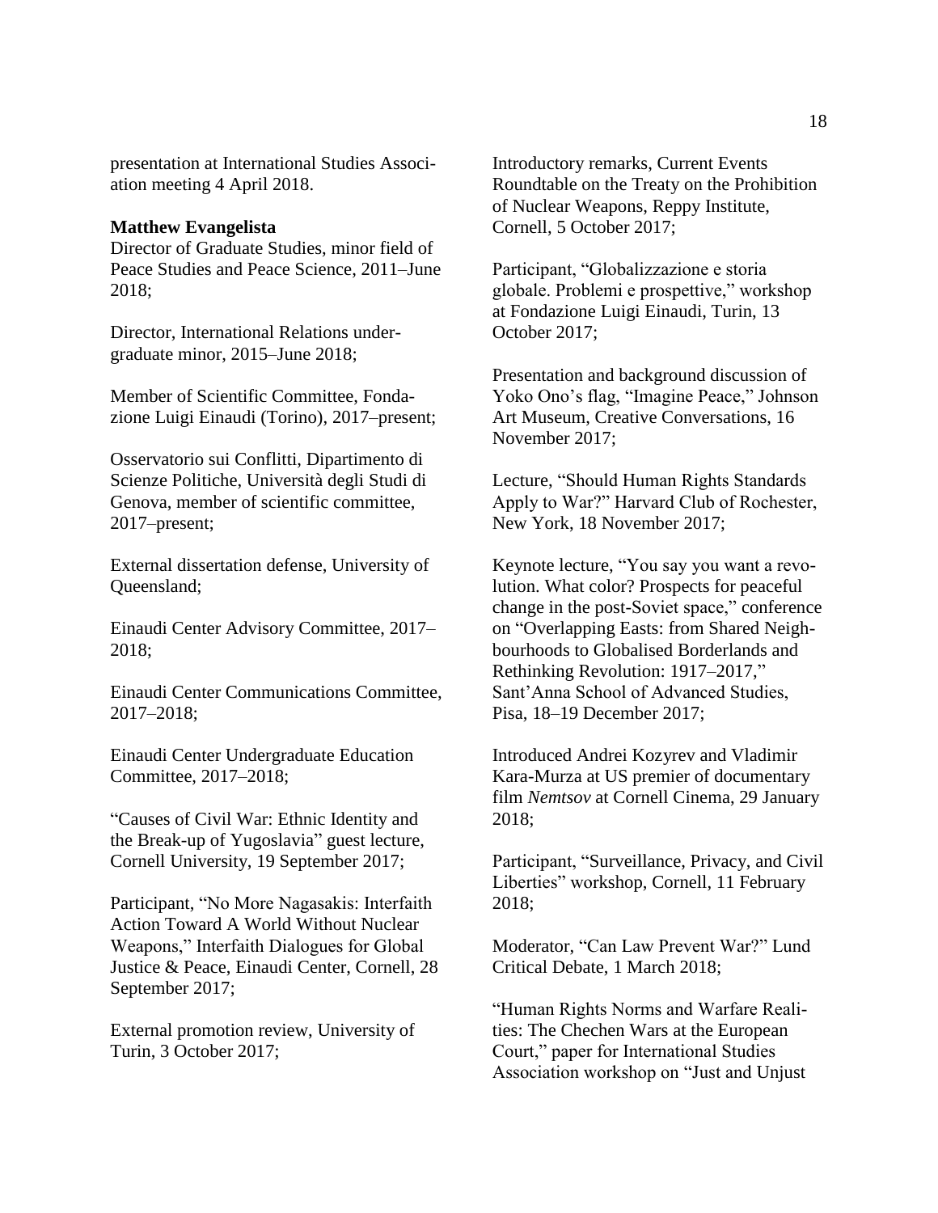presentation at International Studies Association meeting 4 April 2018.

**Matthew Evangelista**

Director of Graduate Studies, minor field of Peace Studies and Peace Science, 2011–June 2018;

Director, International Relations undergraduate minor, 2015–June 2018;

Member of Scientific Committee, Fondazione Luigi Einaudi (Torino), 2017–present;

Osservatorio sui Conflitti, Dipartimento di Scienze Politiche, Università degli Studi di Genova, member of scientific committee, 2017–present;

External dissertation defense, University of Queensland;

Einaudi Center Advisory Committee, 2017–2018;

Einaudi Center Communications Committee, 2017–2018;

Einaudi Center Undergraduate Education Committee, 2017–2018;

"Causes of Civil War: Ethnic Identity and the Break-up of Yugoslavia" guest lecture, Cornell University, 19 September 2017;

Participant, "No More Nagasakis: Interfaith Action Toward A World Without Nuclear Weapons," Interfaith Dialogues for Global Justice & Peace, Einaudi Center, Cornell, 28 September 2017;

External promotion review, University of Turin, 3 October 2017;

Introductory remarks, Current Events Roundtable on the Treaty on the Prohibition of Nuclear Weapons, Reppy Institute, Cornell, 5 October 2017;

Participant, "Globalizzazione e storia globale. Problemi e prospettive," workshop at Fondazione Luigi Einaudi, Turin, 13 October 2017;

Presentation and background discussion of Yoko Ono's flag, "Imagine Peace," Johnson Art Museum, Creative Conversations, 16 November 2017;

Lecture, "Should Human Rights Standards Apply to War?" Harvard Club of Rochester, New York, 18 November 2017;

Keynote lecture, "You say you want a revolution. What color? Prospects for peaceful change in the post-Soviet space," conference on "Overlapping Easts: from Shared Neighbourhoods to Globalised Borderlands and Rethinking Revolution: 1917–2017," Sant'Anna School of Advanced Studies, Pisa, 18–19 December 2017;

Introduced Andrei Kozyrev and Vladimir Kara-Murza at US premier of documentary film *Nemtsov* at Cornell Cinema, 29 January 2018;

Participant, "Surveillance, Privacy, and Civil Liberties" workshop, Cornell, 11 February 2018;

Moderator, "Can Law Prevent War?" Lund Critical Debate, 1 March 2018;

"Human Rights Norms and Warfare Realities: The Chechen Wars at the European Court," paper for International Studies Association workshop on "Just and Unjust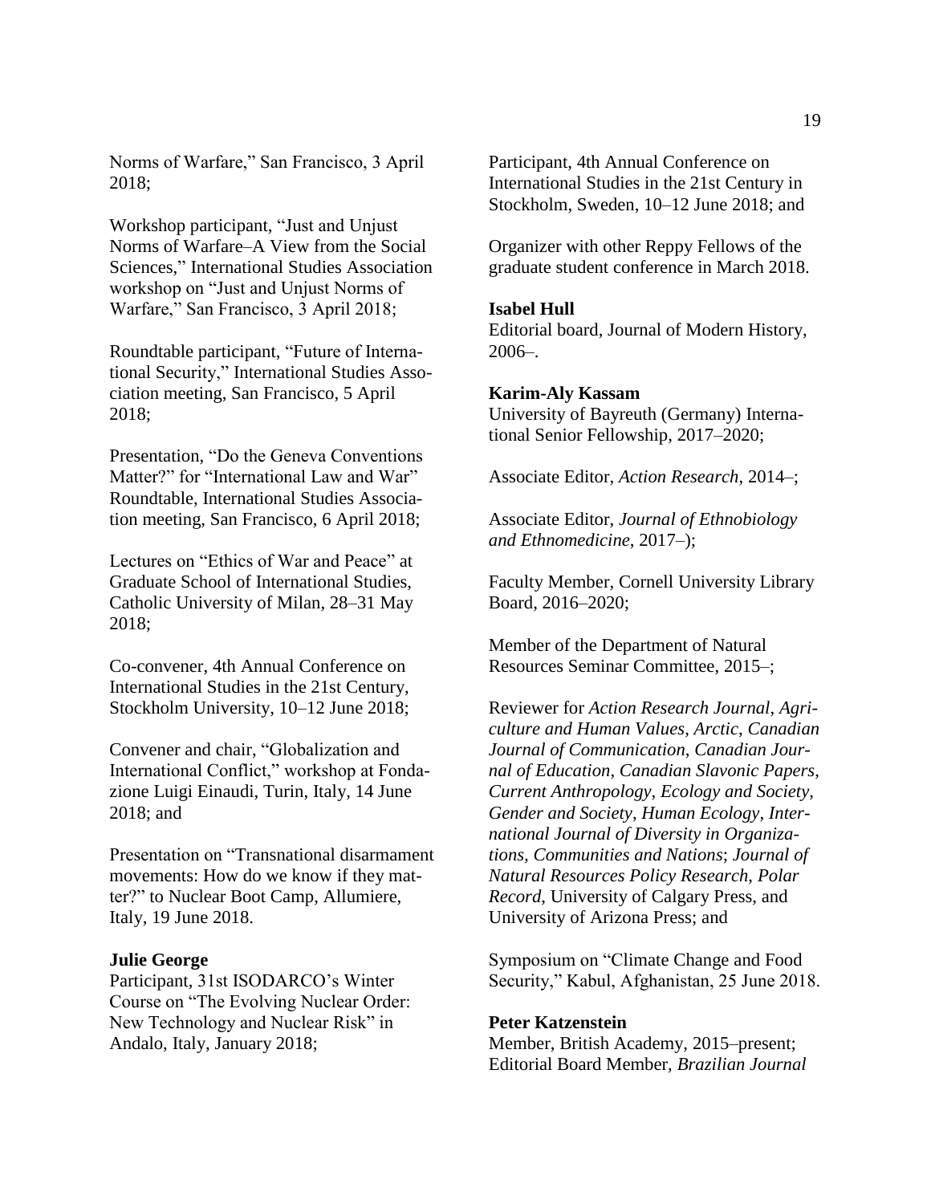Norms of Warfare," San Francisco, 3 April 2018;

Workshop participant, "Just and Unjust Norms of Warfare–A View from the Social Sciences," International Studies Association workshop on "Just and Unjust Norms of Warfare," San Francisco, 3 April 2018;

Roundtable participant, "Future of International Security," International Studies Association meeting, San Francisco, 5 April 2018;

Presentation, "Do the Geneva Conventions Matter?" for "International Law and War" Roundtable, International Studies Association meeting, San Francisco, 6 April 2018;

Lectures on "Ethics of War and Peace" at Graduate School of International Studies, Catholic University of Milan, 28–31 May 2018;

Co-convener, 4th Annual Conference on International Studies in the 21st Century, Stockholm University, 10–12 June 2018;

Convener and chair, "Globalization and International Conflict," workshop at Fondazione Luigi Einaudi, Turin, Italy, 14 June 2018; and

Presentation on "Transnational disarmament movements: How do we know if they matter?" to Nuclear Boot Camp, Allumiere, Italy, 19 June 2018.

**Julie George**

Participant, 31st ISODARCO's Winter Course on "The Evolving Nuclear Order: New Technology and Nuclear Risk" in Andalo, Italy, January 2018;

Participant, 4th Annual Conference on International Studies in the 21st Century in Stockholm, Sweden, 10–12 June 2018; and

Organizer with other Reppy Fellows of the graduate student conference in March 2018.

**Isabel Hull**

Editorial board, Journal of Modern History, 2006–.

**Karim-Aly Kassam**

University of Bayreuth (Germany) International Senior Fellowship, 2017–2020;

Associate Editor, *Action Research*, 2014–;

Associate Editor, *Journal of Ethnobiology and Ethnomedicine*, 2017–);

Faculty Member, Cornell University Library Board, 2016–2020;

Member of the Department of Natural Resources Seminar Committee, 2015–;

Reviewer for *Action Research Journal*, *Agriculture and Human Values*, *Arctic*, *Canadian Journal of Communication*, *Canadian Journal of Education*, *Canadian Slavonic Papers*, *Current Anthropology*, *Ecology and Society*, *Gender and Society*, *Human Ecology*, *International Journal of Diversity in Organizations, Communities and Nations*; *Journal of Natural Resources Policy Research*, *Polar Record*, University of Calgary Press, and University of Arizona Press; and

Symposium on "Climate Change and Food Security," Kabul, Afghanistan, 25 June 2018.

**Peter Katzenstein**

Member, British Academy, 2015–present;
Editorial Board Member, *Brazilian Journal*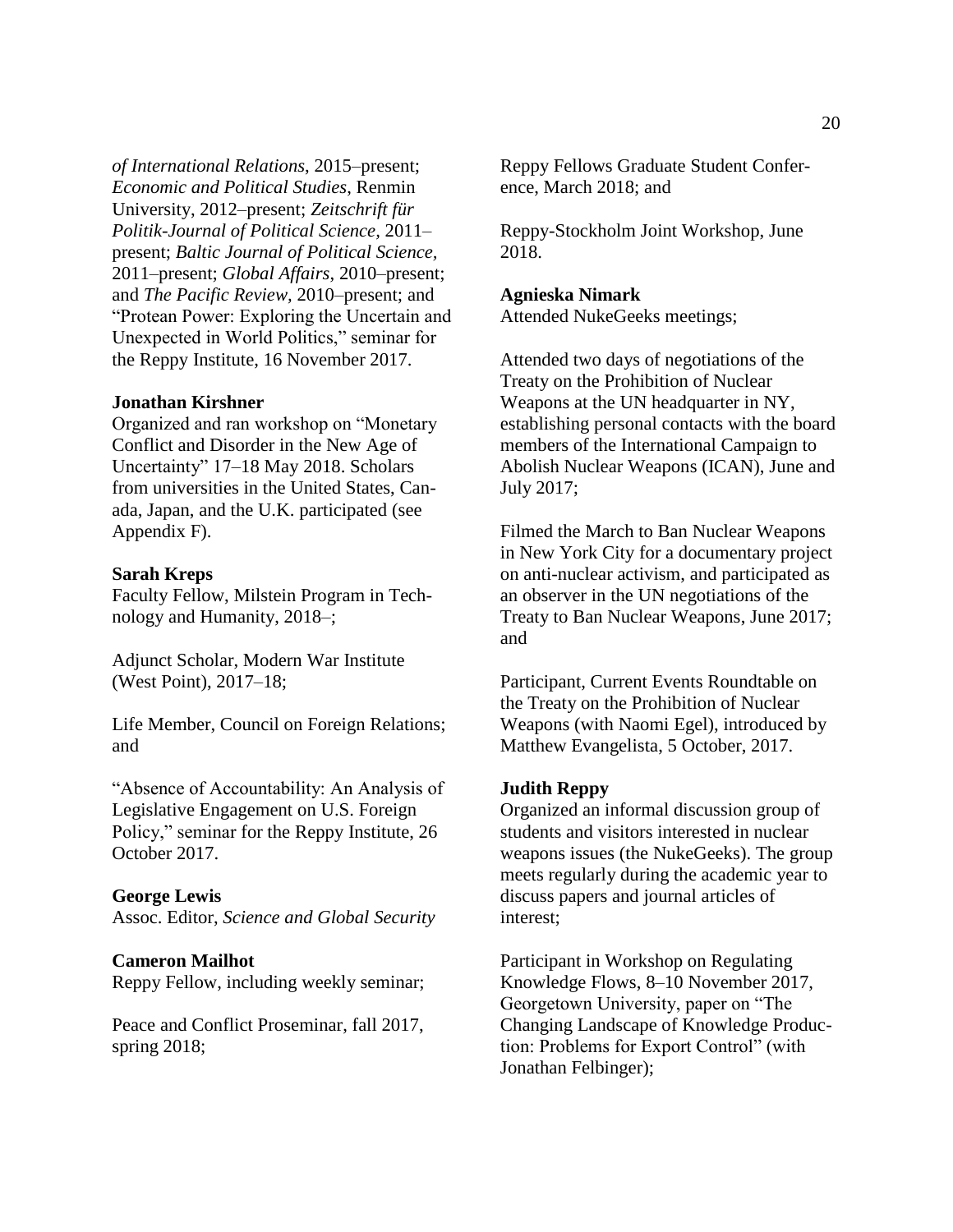*of International Relations*, 2015–present; *Economic and Political Studies*, Renmin University, 2012–present; *Zeitschrift für Politik-Journal of Political Science,* 2011–present; *Baltic Journal of Political Science,* 2011–present; *Global Affairs*, 2010–present; and *The Pacific Review*, 2010–present; and "Protean Power: Exploring the Uncertain and Unexpected in World Politics," seminar for the Reppy Institute, 16 November 2017.

**Jonathan Kirshner**
Organized and ran workshop on "Monetary Conflict and Disorder in the New Age of Uncertainty" 17–18 May 2018. Scholars from universities in the United States, Canada, Japan, and the U.K. participated (see Appendix F).

**Sarah Kreps**
Faculty Fellow, Milstein Program in Technology and Humanity, 2018–;

Adjunct Scholar, Modern War Institute (West Point), 2017–18;

Life Member, Council on Foreign Relations; and

"Absence of Accountability: An Analysis of Legislative Engagement on U.S. Foreign Policy," seminar for the Reppy Institute, 26 October 2017.

**George Lewis**
Assoc. Editor, *Science and Global Security*

**Cameron Mailhot**
Reppy Fellow, including weekly seminar;

Peace and Conflict Proseminar, fall 2017, spring 2018;

Reppy Fellows Graduate Student Conference, March 2018; and

Reppy-Stockholm Joint Workshop, June 2018.

**Agnieska Nimark**
Attended NukeGeeks meetings;

Attended two days of negotiations of the Treaty on the Prohibition of Nuclear Weapons at the UN headquarter in NY, establishing personal contacts with the board members of the International Campaign to Abolish Nuclear Weapons (ICAN), June and July 2017;

Filmed the March to Ban Nuclear Weapons in New York City for a documentary project on anti-nuclear activism, and participated as an observer in the UN negotiations of the Treaty to Ban Nuclear Weapons, June 2017; and

Participant, Current Events Roundtable on the Treaty on the Prohibition of Nuclear Weapons (with Naomi Egel), introduced by Matthew Evangelista, 5 October, 2017.

**Judith Reppy**
Organized an informal discussion group of students and visitors interested in nuclear weapons issues (the NukeGeeks). The group meets regularly during the academic year to discuss papers and journal articles of interest;

Participant in Workshop on Regulating Knowledge Flows, 8–10 November 2017, Georgetown University, paper on "The Changing Landscape of Knowledge Production: Problems for Export Control" (with Jonathan Felbinger);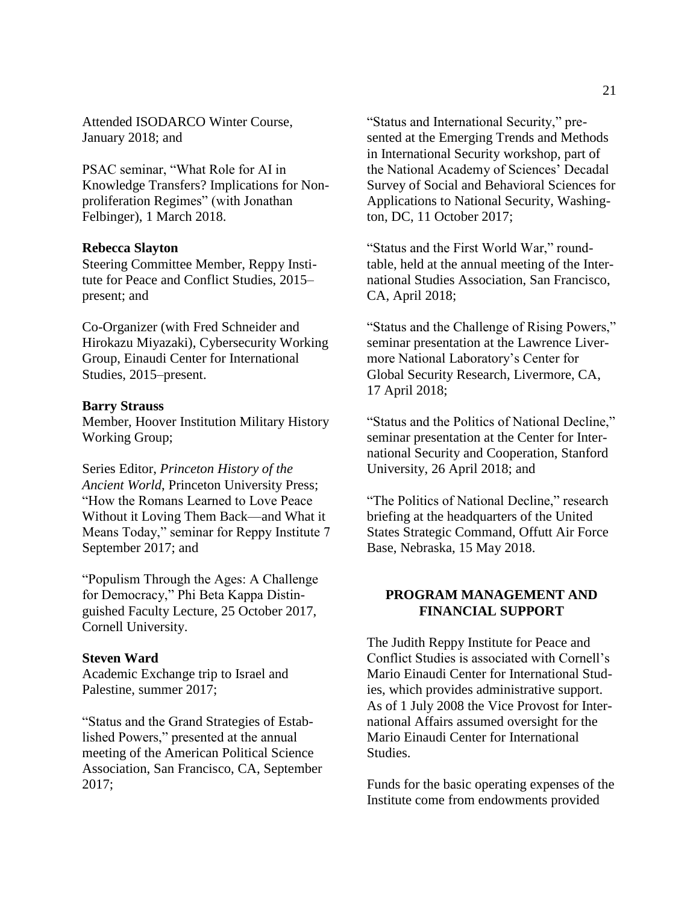Attended ISODARCO Winter Course, January 2018; and

PSAC seminar, "What Role for AI in Knowledge Transfers? Implications for Nonproliferation Regimes" (with Jonathan Felbinger), 1 March 2018.

**Rebecca Slayton**
Steering Committee Member, Reppy Institute for Peace and Conflict Studies, 2015–present; and

Co-Organizer (with Fred Schneider and Hirokazu Miyazaki), Cybersecurity Working Group, Einaudi Center for International Studies, 2015–present.

**Barry Strauss**
Member, Hoover Institution Military History Working Group;

Series Editor, *Princeton History of the Ancient World*, Princeton University Press; "How the Romans Learned to Love Peace Without it Loving Them Back—and What it Means Today," seminar for Reppy Institute 7 September 2017; and

"Populism Through the Ages: A Challenge for Democracy," Phi Beta Kappa Distinguished Faculty Lecture, 25 October 2017, Cornell University.

**Steven Ward**
Academic Exchange trip to Israel and Palestine, summer 2017;

"Status and the Grand Strategies of Established Powers," presented at the annual meeting of the American Political Science Association, San Francisco, CA, September 2017;

"Status and International Security," presented at the Emerging Trends and Methods in International Security workshop, part of the National Academy of Sciences' Decadal Survey of Social and Behavioral Sciences for Applications to National Security, Washington, DC, 11 October 2017;

"Status and the First World War," roundtable, held at the annual meeting of the International Studies Association, San Francisco, CA, April 2018;

"Status and the Challenge of Rising Powers," seminar presentation at the Lawrence Livermore National Laboratory's Center for Global Security Research, Livermore, CA, 17 April 2018;

"Status and the Politics of National Decline," seminar presentation at the Center for International Security and Cooperation, Stanford University, 26 April 2018; and

"The Politics of National Decline," research briefing at the headquarters of the United States Strategic Command, Offutt Air Force Base, Nebraska, 15 May 2018.

## PROGRAM MANAGEMENT AND FINANCIAL SUPPORT

The Judith Reppy Institute for Peace and Conflict Studies is associated with Cornell's Mario Einaudi Center for International Studies, which provides administrative support. As of 1 July 2008 the Vice Provost for International Affairs assumed oversight for the Mario Einaudi Center for International Studies.

Funds for the basic operating expenses of the Institute come from endowments provided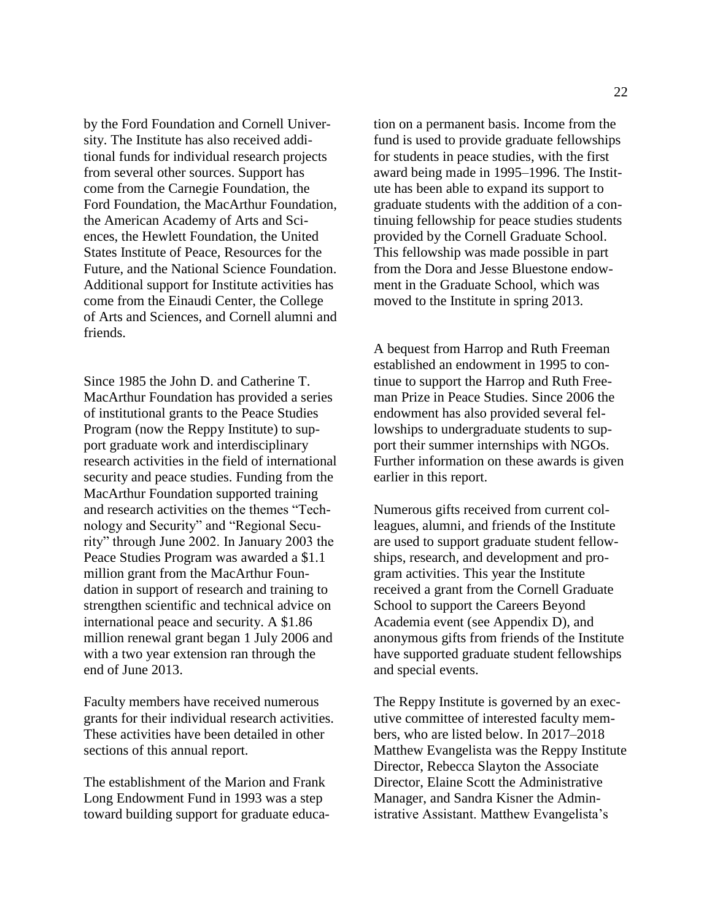by the Ford Foundation and Cornell University. The Institute has also received additional funds for individual research projects from several other sources. Support has come from the Carnegie Foundation, the Ford Foundation, the MacArthur Foundation, the American Academy of Arts and Sciences, the Hewlett Foundation, the United States Institute of Peace, Resources for the Future, and the National Science Foundation. Additional support for Institute activities has come from the Einaudi Center, the College of Arts and Sciences, and Cornell alumni and friends.

Since 1985 the John D. and Catherine T. MacArthur Foundation has provided a series of institutional grants to the Peace Studies Program (now the Reppy Institute) to support graduate work and interdisciplinary research activities in the field of international security and peace studies. Funding from the MacArthur Foundation supported training and research activities on the themes "Technology and Security" and "Regional Security" through June 2002. In January 2003 the Peace Studies Program was awarded a $1.1 million grant from the MacArthur Foundation in support of research and training to strengthen scientific and technical advice on international peace and security. A $1.86 million renewal grant began 1 July 2006 and with a two year extension ran through the end of June 2013.

Faculty members have received numerous grants for their individual research activities. These activities have been detailed in other sections of this annual report.

The establishment of the Marion and Frank Long Endowment Fund in 1993 was a step toward building support for graduate education on a permanent basis. Income from the fund is used to provide graduate fellowships for students in peace studies, with the first award being made in 1995–1996. The Institute has been able to expand its support to graduate students with the addition of a continuing fellowship for peace studies students provided by the Cornell Graduate School. This fellowship was made possible in part from the Dora and Jesse Bluestone endowment in the Graduate School, which was moved to the Institute in spring 2013.

A bequest from Harrop and Ruth Freeman established an endowment in 1995 to continue to support the Harrop and Ruth Freeman Prize in Peace Studies. Since 2006 the endowment has also provided several fellowships to undergraduate students to support their summer internships with NGOs. Further information on these awards is given earlier in this report.

Numerous gifts received from current colleagues, alumni, and friends of the Institute are used to support graduate student fellowships, research, and development and program activities. This year the Institute received a grant from the Cornell Graduate School to support the Careers Beyond Academia event (see Appendix D), and anonymous gifts from friends of the Institute have supported graduate student fellowships and special events.

The Reppy Institute is governed by an executive committee of interested faculty members, who are listed below. In 2017–2018 Matthew Evangelista was the Reppy Institute Director, Rebecca Slayton the Associate Director, Elaine Scott the Administrative Manager, and Sandra Kisner the Administrative Assistant. Matthew Evangelista's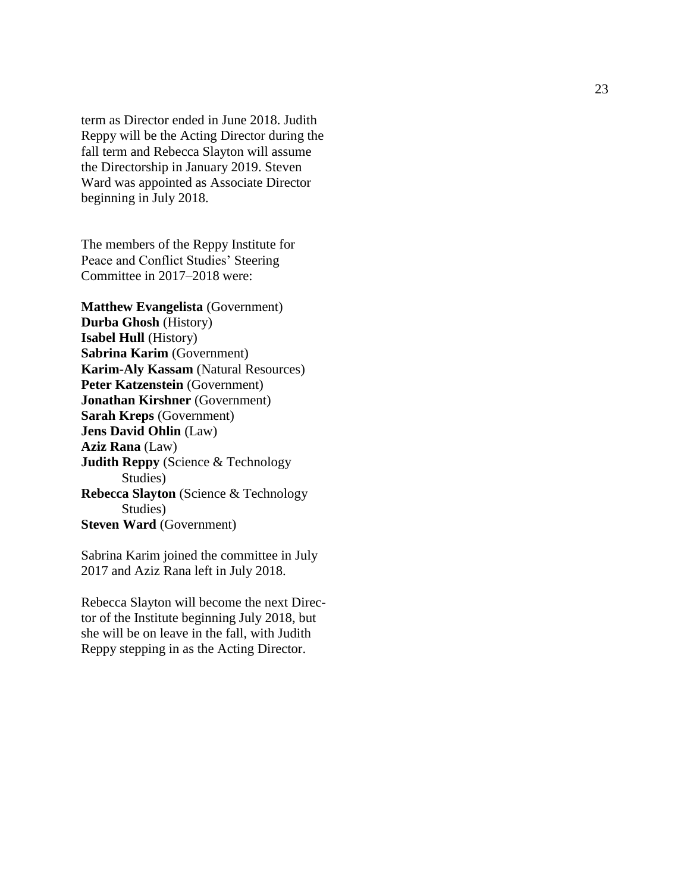term as Director ended in June 2018. Judith Reppy will be the Acting Director during the fall term and Rebecca Slayton will assume the Directorship in January 2019. Steven Ward was appointed as Associate Director beginning in July 2018.

The members of the Reppy Institute for Peace and Conflict Studies' Steering Committee in 2017–2018 were:

**Matthew Evangelista** (Government)
**Durba Ghosh** (History)
**Isabel Hull** (History)
**Sabrina Karim** (Government)
**Karim-Aly Kassam** (Natural Resources)
**Peter Katzenstein** (Government)
**Jonathan Kirshner** (Government)
**Sarah Kreps** (Government)
**Jens David Ohlin** (Law)
**Aziz Rana** (Law)
**Judith Reppy** (Science & Technology Studies)
**Rebecca Slayton** (Science & Technology Studies)
**Steven Ward** (Government)

Sabrina Karim joined the committee in July 2017 and Aziz Rana left in July 2018.

Rebecca Slayton will become the next Director of the Institute beginning July 2018, but she will be on leave in the fall, with Judith Reppy stepping in as the Acting Director.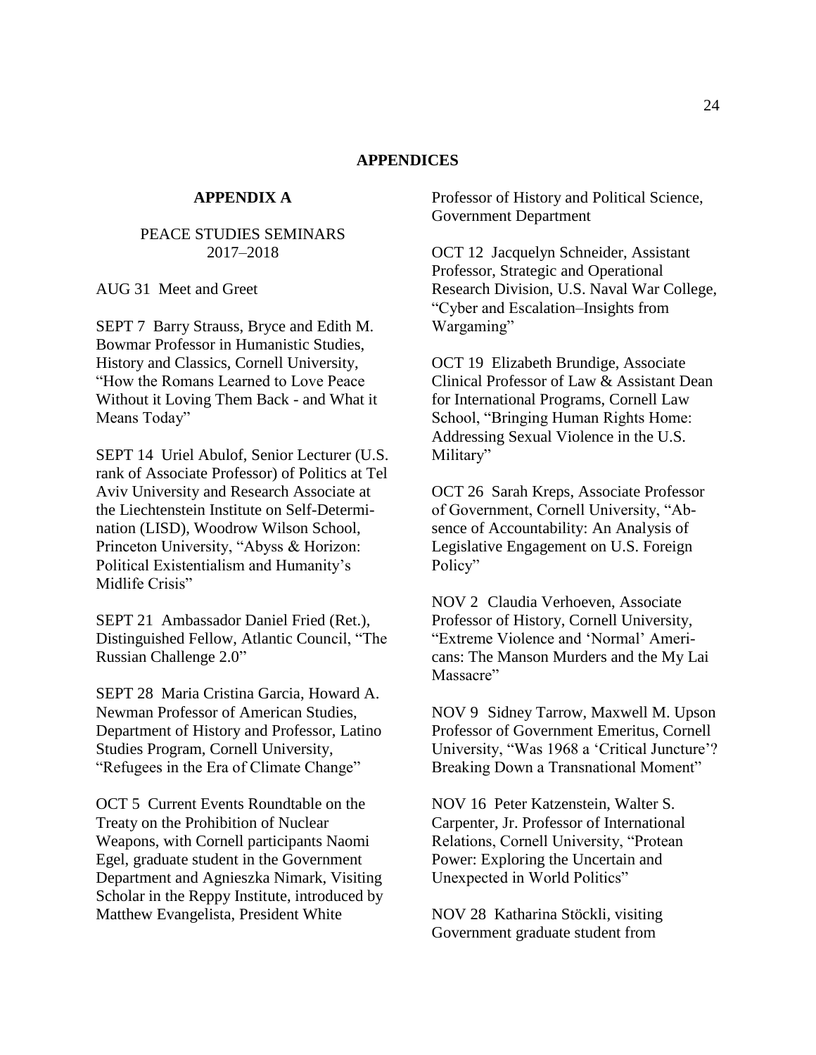# APPENDICES

## APPENDIX A

PEACE STUDIES SEMINARS
2017–2018

AUG 31 Meet and Greet

SEPT 7 Barry Strauss, Bryce and Edith M. Bowmar Professor in Humanistic Studies, History and Classics, Cornell University, "How the Romans Learned to Love Peace Without it Loving Them Back - and What it Means Today"

SEPT 14 Uriel Abulof, Senior Lecturer (U.S. rank of Associate Professor) of Politics at Tel Aviv University and Research Associate at the Liechtenstein Institute on Self-Determination (LISD), Woodrow Wilson School, Princeton University, "Abyss & Horizon: Political Existentialism and Humanity's Midlife Crisis"

SEPT 21 Ambassador Daniel Fried (Ret.), Distinguished Fellow, Atlantic Council, "The Russian Challenge 2.0"

SEPT 28 Maria Cristina Garcia, Howard A. Newman Professor of American Studies, Department of History and Professor, Latino Studies Program, Cornell University, "Refugees in the Era of Climate Change"

OCT 5 Current Events Roundtable on the Treaty on the Prohibition of Nuclear Weapons, with Cornell participants Naomi Egel, graduate student in the Government Department and Agnieszka Nimark, Visiting Scholar in the Reppy Institute, introduced by Matthew Evangelista, President White Professor of History and Political Science, Government Department

OCT 12 Jacquelyn Schneider, Assistant Professor, Strategic and Operational Research Division, U.S. Naval War College, "Cyber and Escalation–Insights from Wargaming"

OCT 19 Elizabeth Brundige, Associate Clinical Professor of Law & Assistant Dean for International Programs, Cornell Law School, "Bringing Human Rights Home: Addressing Sexual Violence in the U.S. Military"

OCT 26 Sarah Kreps, Associate Professor of Government, Cornell University, "Absence of Accountability: An Analysis of Legislative Engagement on U.S. Foreign Policy"

NOV 2 Claudia Verhoeven, Associate Professor of History, Cornell University, "Extreme Violence and 'Normal' Americans: The Manson Murders and the My Lai Massacre"

NOV 9 Sidney Tarrow, Maxwell M. Upson Professor of Government Emeritus, Cornell University, "Was 1968 a 'Critical Juncture'? Breaking Down a Transnational Moment"

NOV 16 Peter Katzenstein, Walter S. Carpenter, Jr. Professor of International Relations, Cornell University, "Protean Power: Exploring the Uncertain and Unexpected in World Politics"

NOV 28 Katharina Stöckli, visiting Government graduate student from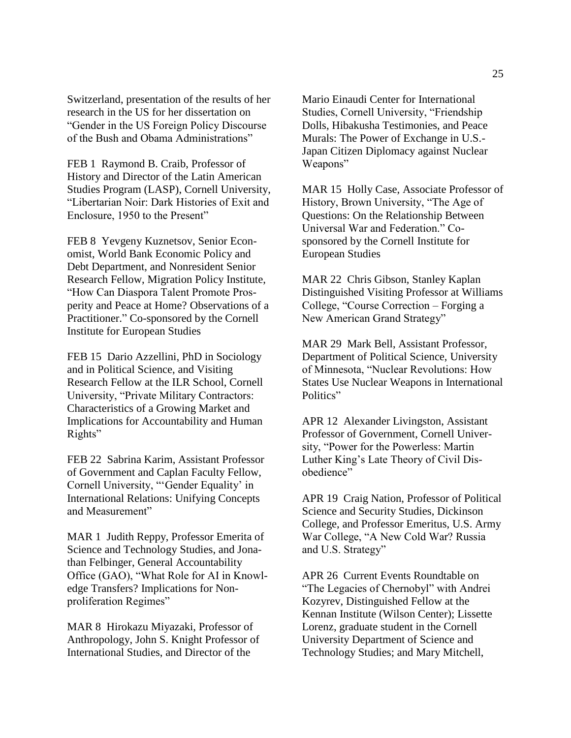Switzerland, presentation of the results of her research in the US for her dissertation on "Gender in the US Foreign Policy Discourse of the Bush and Obama Administrations"

FEB 1 Raymond B. Craib, Professor of History and Director of the Latin American Studies Program (LASP), Cornell University, "Libertarian Noir: Dark Histories of Exit and Enclosure, 1950 to the Present"

FEB 8 Yevgeny Kuznetsov, Senior Economist, World Bank Economic Policy and Debt Department, and Nonresident Senior Research Fellow, Migration Policy Institute, "How Can Diaspora Talent Promote Prosperity and Peace at Home? Observations of a Practitioner." Co-sponsored by the Cornell Institute for European Studies

FEB 15 Dario Azzellini, PhD in Sociology and in Political Science, and Visiting Research Fellow at the ILR School, Cornell University, "Private Military Contractors: Characteristics of a Growing Market and Implications for Accountability and Human Rights"

FEB 22 Sabrina Karim, Assistant Professor of Government and Caplan Faculty Fellow, Cornell University, "'Gender Equality' in International Relations: Unifying Concepts and Measurement"

MAR 1 Judith Reppy, Professor Emerita of Science and Technology Studies, and Jonathan Felbinger, General Accountability Office (GAO), "What Role for AI in Knowledge Transfers? Implications for Nonproliferation Regimes"

MAR 8 Hirokazu Miyazaki, Professor of Anthropology, John S. Knight Professor of International Studies, and Director of the Mario Einaudi Center for International Studies, Cornell University, "Friendship Dolls, Hibakusha Testimonies, and Peace Murals: The Power of Exchange in U.S.-Japan Citizen Diplomacy against Nuclear Weapons"

MAR 15 Holly Case, Associate Professor of History, Brown University, "The Age of Questions: On the Relationship Between Universal War and Federation." Co-sponsored by the Cornell Institute for European Studies

MAR 22 Chris Gibson, Stanley Kaplan Distinguished Visiting Professor at Williams College, "Course Correction – Forging a New American Grand Strategy"

MAR 29 Mark Bell, Assistant Professor, Department of Political Science, University of Minnesota, "Nuclear Revolutions: How States Use Nuclear Weapons in International Politics"

APR 12 Alexander Livingston, Assistant Professor of Government, Cornell University, "Power for the Powerless: Martin Luther King's Late Theory of Civil Disobedience"

APR 19 Craig Nation, Professor of Political Science and Security Studies, Dickinson College, and Professor Emeritus, U.S. Army War College, "A New Cold War? Russia and U.S. Strategy"

APR 26 Current Events Roundtable on "The Legacies of Chernobyl" with Andrei Kozyrev, Distinguished Fellow at the Kennan Institute (Wilson Center); Lissette Lorenz, graduate student in the Cornell University Department of Science and Technology Studies; and Mary Mitchell,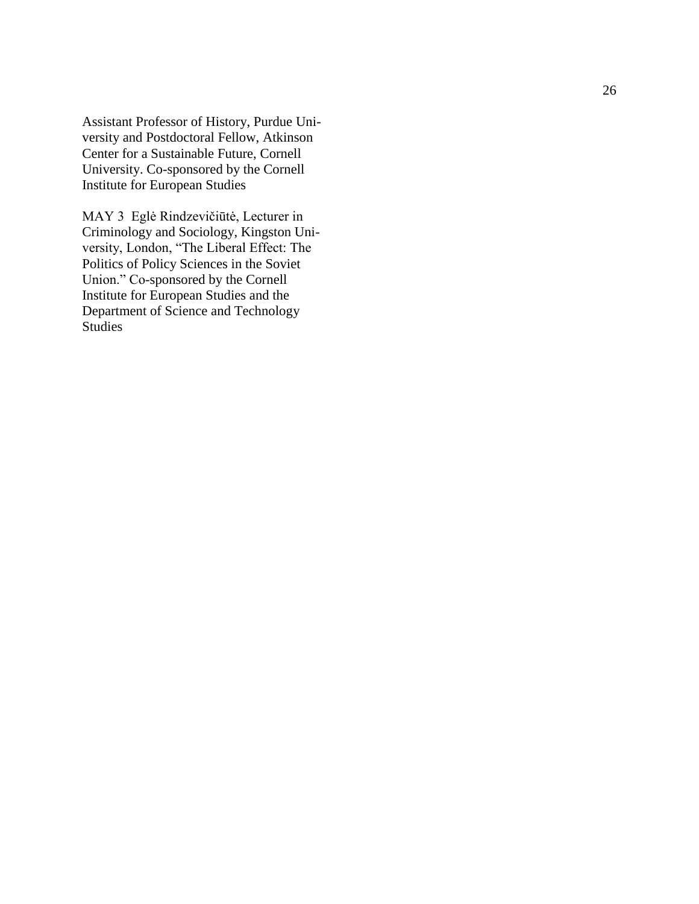Assistant Professor of History, Purdue University and Postdoctoral Fellow, Atkinson Center for a Sustainable Future, Cornell University. Co-sponsored by the Cornell Institute for European Studies

MAY 3 Eglė Rindzevičiūtė, Lecturer in Criminology and Sociology, Kingston University, London, "The Liberal Effect: The Politics of Policy Sciences in the Soviet Union." Co-sponsored by the Cornell Institute for European Studies and the Department of Science and Technology Studies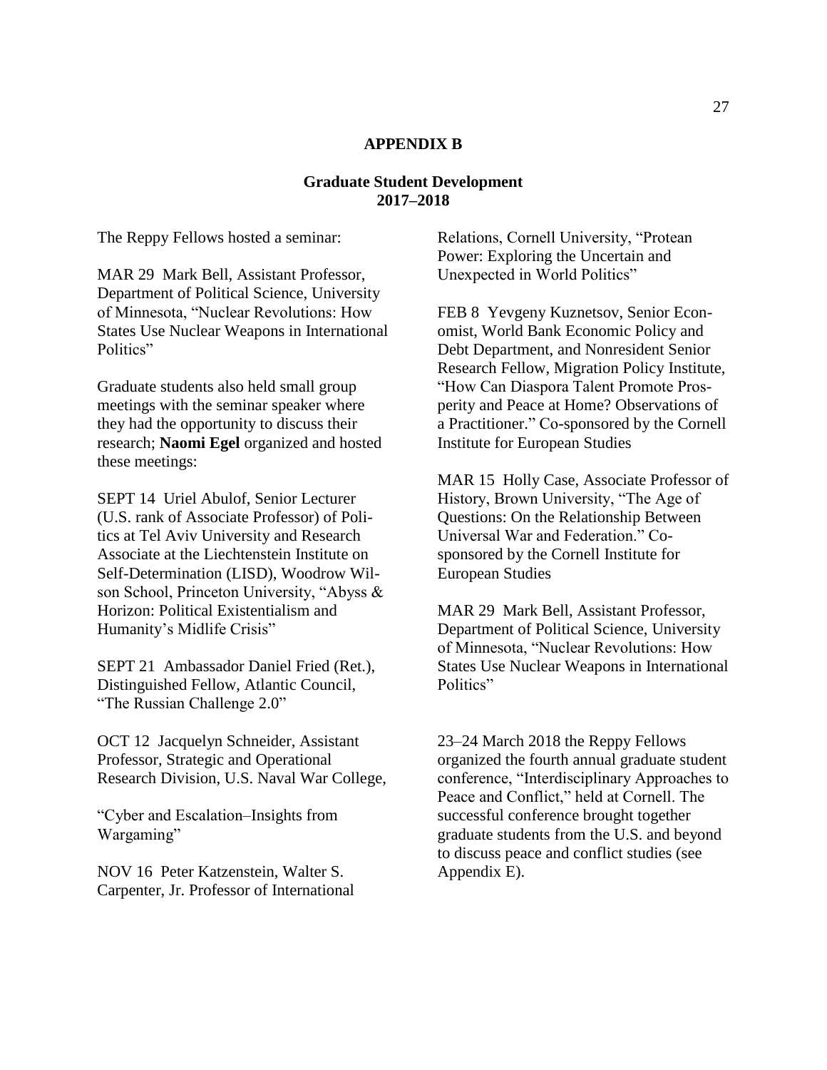## APPENDIX B

### Graduate Student Development 2017–2018

The Reppy Fellows hosted a seminar:

MAR 29 Mark Bell, Assistant Professor, Department of Political Science, University of Minnesota, "Nuclear Revolutions: How States Use Nuclear Weapons in International Politics"

Graduate students also held small group meetings with the seminar speaker where they had the opportunity to discuss their research; **Naomi Egel** organized and hosted these meetings:

SEPT 14 Uriel Abulof, Senior Lecturer (U.S. rank of Associate Professor) of Politics at Tel Aviv University and Research Associate at the Liechtenstein Institute on Self-Determination (LISD), Woodrow Wilson School, Princeton University, "Abyss & Horizon: Political Existentialism and Humanity's Midlife Crisis"

SEPT 21 Ambassador Daniel Fried (Ret.), Distinguished Fellow, Atlantic Council, "The Russian Challenge 2.0"

OCT 12 Jacquelyn Schneider, Assistant Professor, Strategic and Operational Research Division, U.S. Naval War College, "Cyber and Escalation–Insights from Wargaming"

NOV 16 Peter Katzenstein, Walter S. Carpenter, Jr. Professor of International Relations, Cornell University, "Protean Power: Exploring the Uncertain and Unexpected in World Politics"

FEB 8 Yevgeny Kuznetsov, Senior Economist, World Bank Economic Policy and Debt Department, and Nonresident Senior Research Fellow, Migration Policy Institute, "How Can Diaspora Talent Promote Prosperity and Peace at Home? Observations of a Practitioner." Co-sponsored by the Cornell Institute for European Studies

MAR 15 Holly Case, Associate Professor of History, Brown University, "The Age of Questions: On the Relationship Between Universal War and Federation." Co-sponsored by the Cornell Institute for European Studies

MAR 29 Mark Bell, Assistant Professor, Department of Political Science, University of Minnesota, "Nuclear Revolutions: How States Use Nuclear Weapons in International Politics"

23–24 March 2018 the Reppy Fellows organized the fourth annual graduate student conference, "Interdisciplinary Approaches to Peace and Conflict," held at Cornell. The successful conference brought together graduate students from the U.S. and beyond to discuss peace and conflict studies (see Appendix E).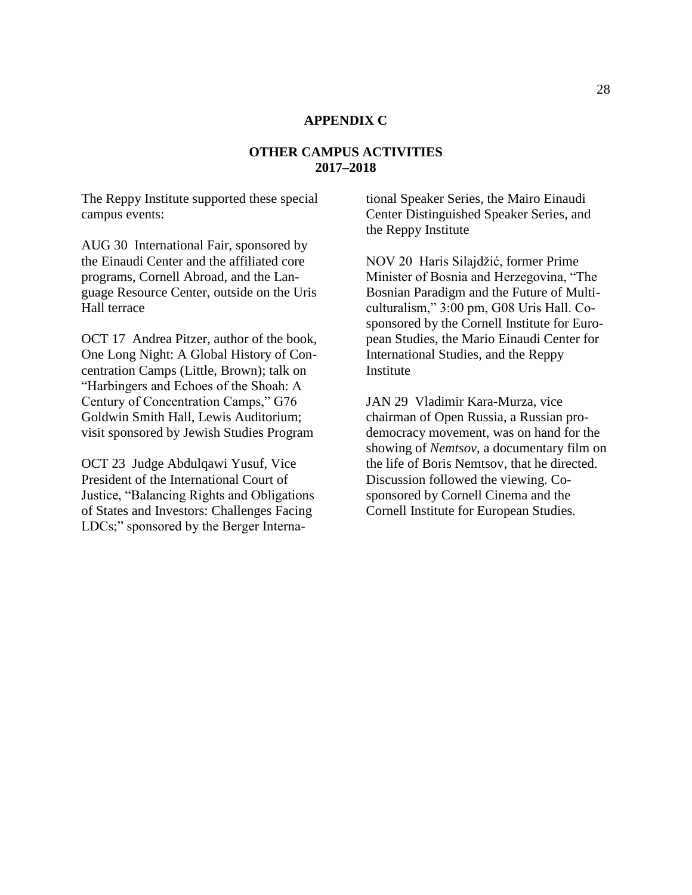# APPENDIX C

## OTHER CAMPUS ACTIVITIES
## 2017–2018

The Reppy Institute supported these special campus events:

AUG 30 International Fair, sponsored by the Einaudi Center and the affiliated core programs, Cornell Abroad, and the Language Resource Center, outside on the Uris Hall terrace

OCT 17 Andrea Pitzer, author of the book, One Long Night: A Global History of Concentration Camps (Little, Brown); talk on "Harbingers and Echoes of the Shoah: A Century of Concentration Camps," G76 Goldwin Smith Hall, Lewis Auditorium; visit sponsored by Jewish Studies Program

OCT 23 Judge Abdulqawi Yusuf, Vice President of the International Court of Justice, "Balancing Rights and Obligations of States and Investors: Challenges Facing LDCs;" sponsored by the Berger International Speaker Series, the Mairo Einaudi Center Distinguished Speaker Series, and the Reppy Institute

NOV 20 Haris Silajdžić, former Prime Minister of Bosnia and Herzegovina, "The Bosnian Paradigm and the Future of Multiculturalism," 3:00 pm, G08 Uris Hall. Co-sponsored by the Cornell Institute for European Studies, the Mario Einaudi Center for International Studies, and the Reppy Institute

JAN 29 Vladimir Kara-Murza, vice chairman of Open Russia, a Russian pro-democracy movement, was on hand for the showing of *Nemtsov*, a documentary film on the life of Boris Nemtsov, that he directed. Discussion followed the viewing. Co-sponsored by Cornell Cinema and the Cornell Institute for European Studies.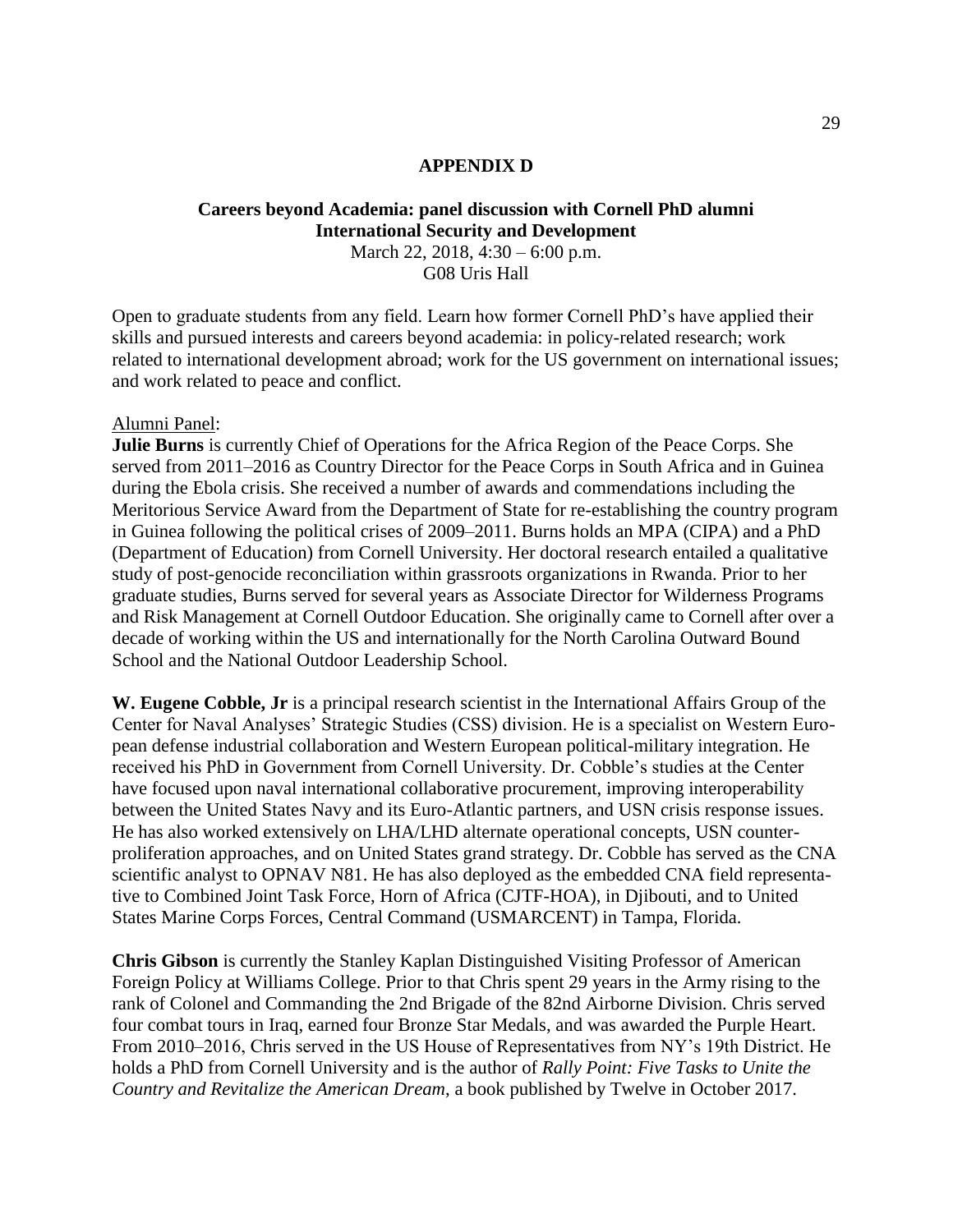# APPENDIX D

## Careers beyond Academia: panel discussion with Cornell PhD alumni International Security and Development

March 22, 2018, 4:30 – 6:00 p.m.
G08 Uris Hall

Open to graduate students from any field. Learn how former Cornell PhD's have applied their skills and pursued interests and careers beyond academia: in policy-related research; work related to international development abroad; work for the US government on international issues; and work related to peace and conflict.

Alumni Panel:

**Julie Burns** is currently Chief of Operations for the Africa Region of the Peace Corps. She served from 2011–2016 as Country Director for the Peace Corps in South Africa and in Guinea during the Ebola crisis. She received a number of awards and commendations including the Meritorious Service Award from the Department of State for re-establishing the country program in Guinea following the political crises of 2009–2011. Burns holds an MPA (CIPA) and a PhD (Department of Education) from Cornell University. Her doctoral research entailed a qualitative study of post-genocide reconciliation within grassroots organizations in Rwanda. Prior to her graduate studies, Burns served for several years as Associate Director for Wilderness Programs and Risk Management at Cornell Outdoor Education. She originally came to Cornell after over a decade of working within the US and internationally for the North Carolina Outward Bound School and the National Outdoor Leadership School.

**W. Eugene Cobble, Jr** is a principal research scientist in the International Affairs Group of the Center for Naval Analyses' Strategic Studies (CSS) division. He is a specialist on Western European defense industrial collaboration and Western European political-military integration. He received his PhD in Government from Cornell University. Dr. Cobble's studies at the Center have focused upon naval international collaborative procurement, improving interoperability between the United States Navy and its Euro-Atlantic partners, and USN crisis response issues. He has also worked extensively on LHA/LHD alternate operational concepts, USN counter-proliferation approaches, and on United States grand strategy. Dr. Cobble has served as the CNA scientific analyst to OPNAV N81. He has also deployed as the embedded CNA field representative to Combined Joint Task Force, Horn of Africa (CJTF-HOA), in Djibouti, and to United States Marine Corps Forces, Central Command (USMARCENT) in Tampa, Florida.

**Chris Gibson** is currently the Stanley Kaplan Distinguished Visiting Professor of American Foreign Policy at Williams College. Prior to that Chris spent 29 years in the Army rising to the rank of Colonel and Commanding the 2nd Brigade of the 82nd Airborne Division. Chris served four combat tours in Iraq, earned four Bronze Star Medals, and was awarded the Purple Heart. From 2010–2016, Chris served in the US House of Representatives from NY's 19th District. He holds a PhD from Cornell University and is the author of *Rally Point: Five Tasks to Unite the Country and Revitalize the American Dream*, a book published by Twelve in October 2017.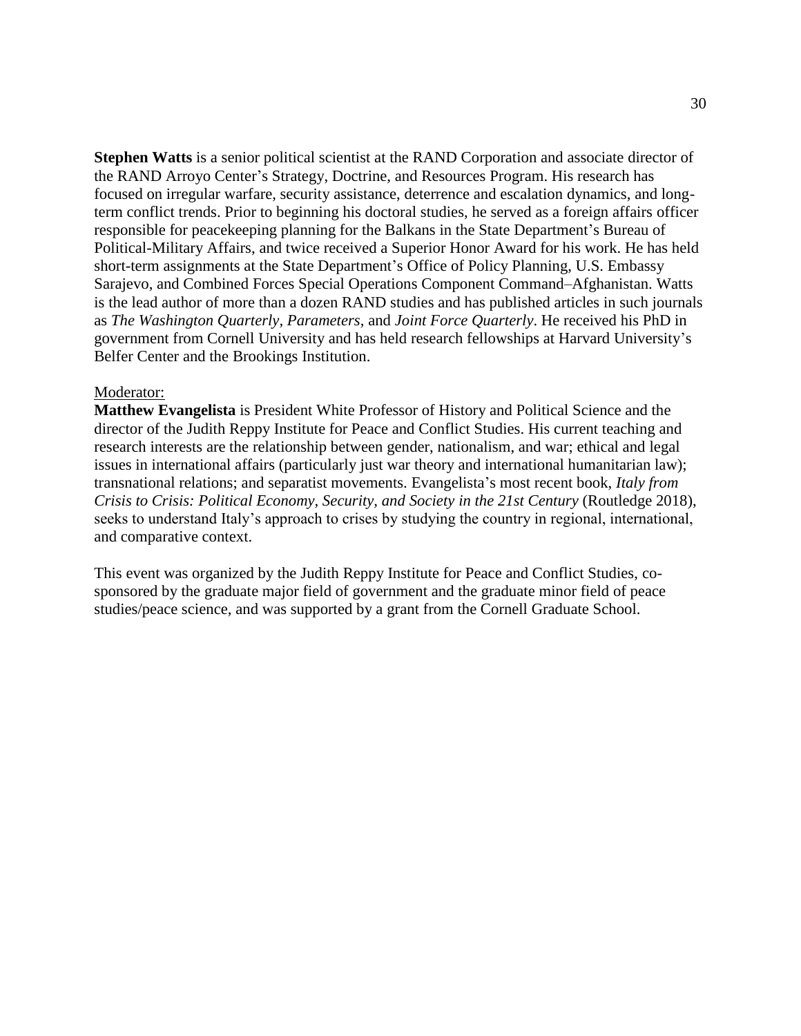**Stephen Watts** is a senior political scientist at the RAND Corporation and associate director of the RAND Arroyo Center's Strategy, Doctrine, and Resources Program. His research has focused on irregular warfare, security assistance, deterrence and escalation dynamics, and long-term conflict trends. Prior to beginning his doctoral studies, he served as a foreign affairs officer responsible for peacekeeping planning for the Balkans in the State Department's Bureau of Political-Military Affairs, and twice received a Superior Honor Award for his work. He has held short-term assignments at the State Department's Office of Policy Planning, U.S. Embassy Sarajevo, and Combined Forces Special Operations Component Command–Afghanistan. Watts is the lead author of more than a dozen RAND studies and has published articles in such journals as *The Washington Quarterly*, *Parameters*, and *Joint Force Quarterly*. He received his PhD in government from Cornell University and has held research fellowships at Harvard University's Belfer Center and the Brookings Institution.

Moderator:

**Matthew Evangelista** is President White Professor of History and Political Science and the director of the Judith Reppy Institute for Peace and Conflict Studies. His current teaching and research interests are the relationship between gender, nationalism, and war; ethical and legal issues in international affairs (particularly just war theory and international humanitarian law); transnational relations; and separatist movements. Evangelista's most recent book, *Italy from Crisis to Crisis: Political Economy, Security, and Society in the 21st Century* (Routledge 2018), seeks to understand Italy's approach to crises by studying the country in regional, international, and comparative context.

This event was organized by the Judith Reppy Institute for Peace and Conflict Studies, co-sponsored by the graduate major field of government and the graduate minor field of peace studies/peace science, and was supported by a grant from the Cornell Graduate School.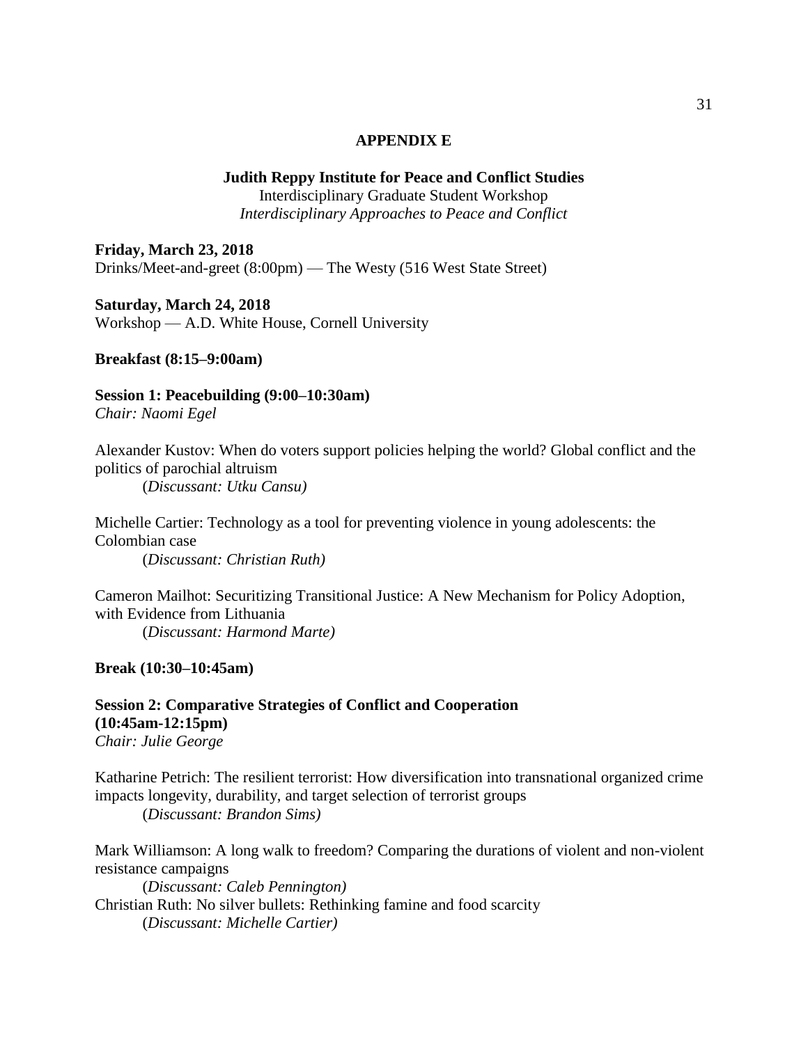## APPENDIX E

**Judith Reppy Institute for Peace and Conflict Studies**
Interdisciplinary Graduate Student Workshop
*Interdisciplinary Approaches to Peace and Conflict*

**Friday, March 23, 2018**
Drinks/Meet-and-greet (8:00pm) — The Westy (516 West State Street)

**Saturday, March 24, 2018**
Workshop — A.D. White House, Cornell University

**Breakfast (8:15–9:00am)**

**Session 1: Peacebuilding (9:00–10:30am)**
*Chair: Naomi Egel*

Alexander Kustov: When do voters support policies helping the world? Global conflict and the politics of parochial altruism
(*Discussant: Utku Cansu)*

Michelle Cartier: Technology as a tool for preventing violence in young adolescents: the Colombian case
(*Discussant: Christian Ruth)*

Cameron Mailhot: Securitizing Transitional Justice: A New Mechanism for Policy Adoption, with Evidence from Lithuania
(*Discussant: Harmond Marte)*

**Break (10:30–10:45am)**

**Session 2: Comparative Strategies of Conflict and Cooperation (10:45am-12:15pm)**
*Chair: Julie George*

Katharine Petrich: The resilient terrorist: How diversification into transnational organized crime impacts longevity, durability, and target selection of terrorist groups
(*Discussant: Brandon Sims)*

Mark Williamson: A long walk to freedom? Comparing the durations of violent and non-violent resistance campaigns
(*Discussant: Caleb Pennington)*

Christian Ruth: No silver bullets: Rethinking famine and food scarcity
(*Discussant: Michelle Cartier)*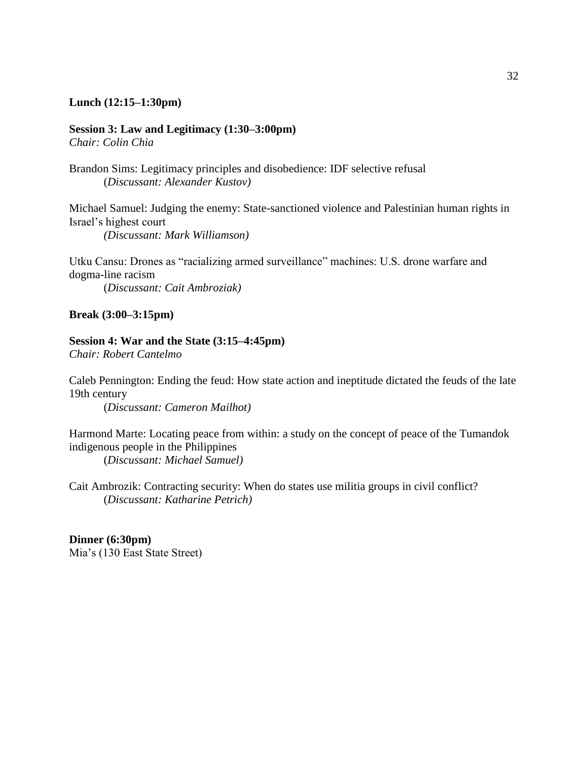**Lunch (12:15–1:30pm)**

**Session 3: Law and Legitimacy (1:30–3:00pm)**
*Chair: Colin Chia*

Brandon Sims: Legitimacy principles and disobedience: IDF selective refusal
(*Discussant: Alexander Kustov)*

Michael Samuel: Judging the enemy: State-sanctioned violence and Palestinian human rights in Israel's highest court
*(Discussant: Mark Williamson)*

Utku Cansu: Drones as "racializing armed surveillance" machines: U.S. drone warfare and dogma-line racism
(*Discussant: Cait Ambroziak)*

**Break (3:00–3:15pm)**

**Session 4: War and the State (3:15–4:45pm)**
*Chair: Robert Cantelmo*

Caleb Pennington: Ending the feud: How state action and ineptitude dictated the feuds of the late 19th century
(*Discussant: Cameron Mailhot)*

Harmond Marte: Locating peace from within: a study on the concept of peace of the Tumandok indigenous people in the Philippines
(*Discussant: Michael Samuel)*

Cait Ambrozik: Contracting security: When do states use militia groups in civil conflict?
(*Discussant: Katharine Petrich)*

**Dinner (6:30pm)**
Mia's (130 East State Street)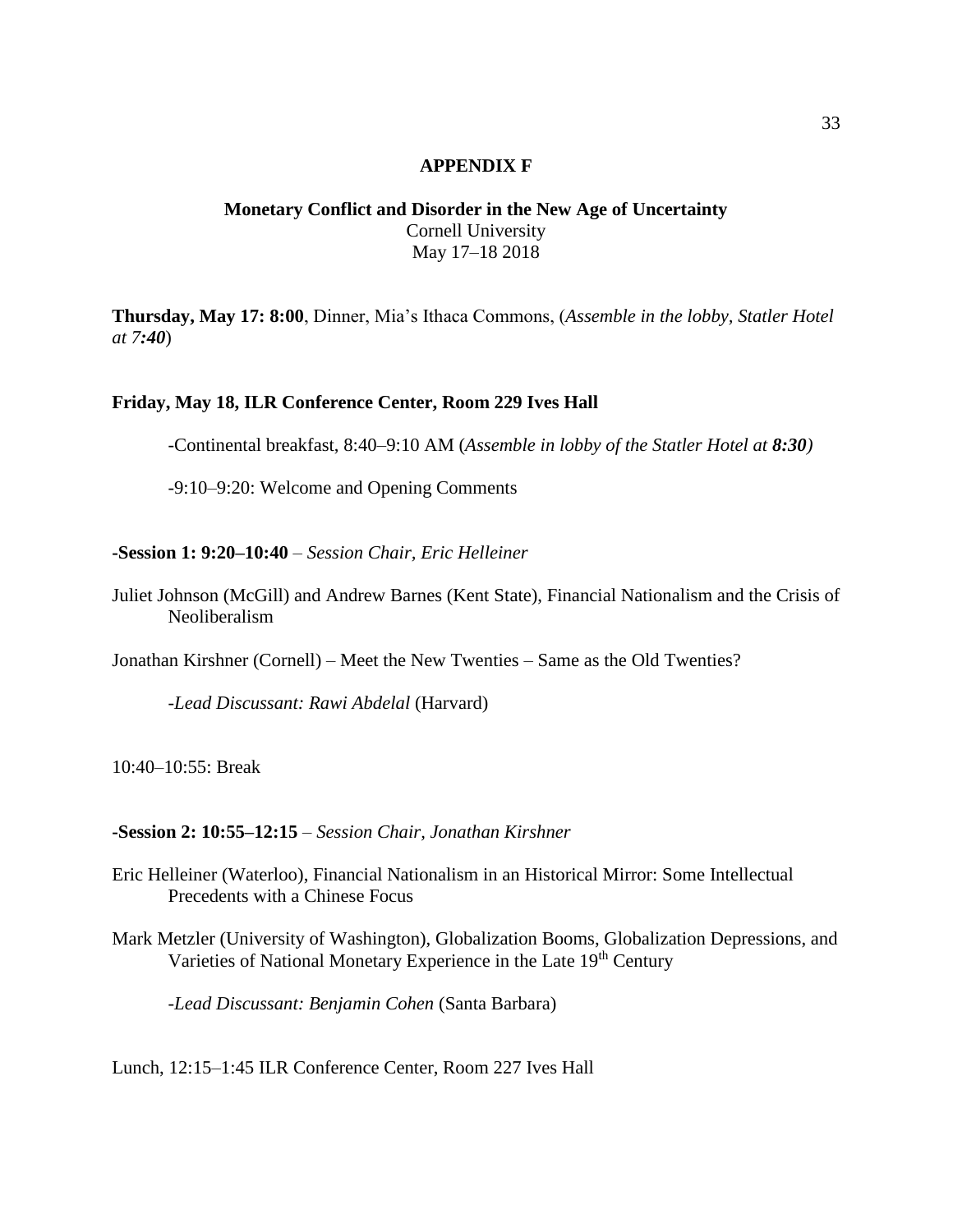# APPENDIX F

## Monetary Conflict and Disorder in the New Age of Uncertainty

Cornell University
May 17–18 2018

**Thursday, May 17: 8:00**, Dinner, Mia's Ithaca Commons, (*Assemble in the lobby, Statler Hotel at 7**:40***)

**Friday, May 18, ILR Conference Center, Room 229 Ives Hall**

-Continental breakfast, 8:40–9:10 AM (*Assemble in lobby of the Statler Hotel at **8:30***)

-9:10–9:20: Welcome and Opening Comments

**-Session 1: 9:20–10:40** – *Session Chair, Eric Helleiner*

Juliet Johnson (McGill) and Andrew Barnes (Kent State), Financial Nationalism and the Crisis of Neoliberalism

Jonathan Kirshner (Cornell) – Meet the New Twenties – Same as the Old Twenties?

-*Lead Discussant: Rawi Abdelal* (Harvard)

10:40–10:55: Break

**-Session 2: 10:55–12:15** – *Session Chair, Jonathan Kirshner*

Eric Helleiner (Waterloo), Financial Nationalism in an Historical Mirror: Some Intellectual Precedents with a Chinese Focus

Mark Metzler (University of Washington), Globalization Booms, Globalization Depressions, and Varieties of National Monetary Experience in the Late 19th Century

-*Lead Discussant: Benjamin Cohen* (Santa Barbara)

Lunch, 12:15–1:45 ILR Conference Center, Room 227 Ives Hall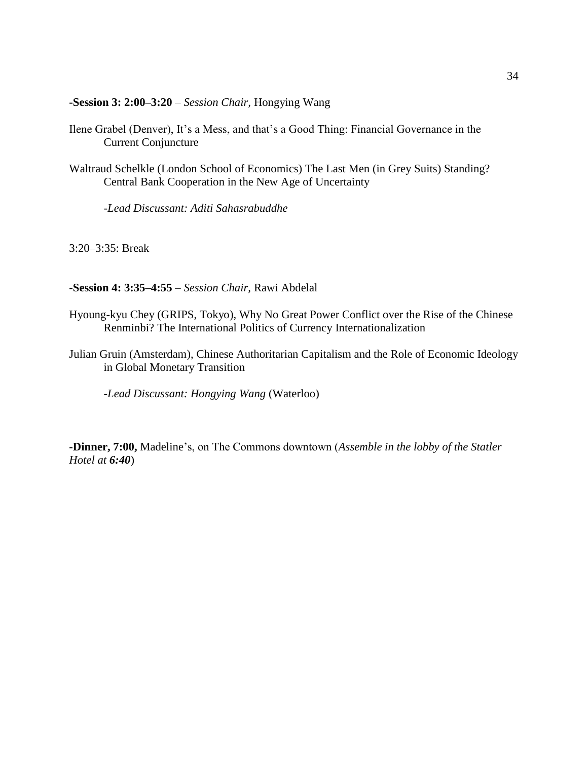-**Session 3: 2:00–3:20** – *Session Chair,* Hongying Wang

Ilene Grabel (Denver), It's a Mess, and that's a Good Thing: Financial Governance in the Current Conjuncture

Waltraud Schelkle (London School of Economics) The Last Men (in Grey Suits) Standing? Central Bank Cooperation in the New Age of Uncertainty

*-Lead Discussant: Aditi Sahasrabuddhe*

3:20–3:35: Break

-**Session 4: 3:35–4:55** – *Session Chair,* Rawi Abdelal

Hyoung-kyu Chey (GRIPS, Tokyo), Why No Great Power Conflict over the Rise of the Chinese Renminbi? The International Politics of Currency Internationalization

Julian Gruin (Amsterdam), Chinese Authoritarian Capitalism and the Role of Economic Ideology in Global Monetary Transition

*-Lead Discussant: Hongying Wang* (Waterloo)

-**Dinner, 7:00,** Madeline's, on The Commons downtown (*Assemble in the lobby of the Statler Hotel at **6:40***)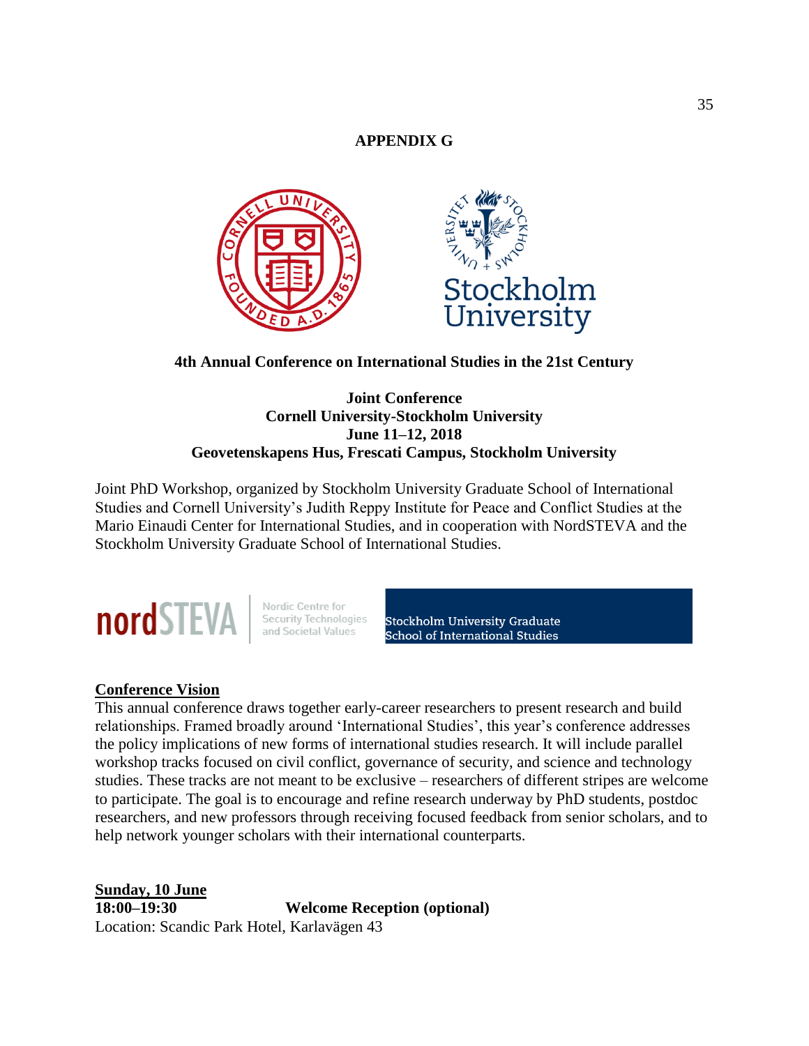**APPENDIX G**

**4th Annual Conference on International Studies in the 21st Century**

**Joint Conference**
**Cornell University-Stockholm University**
**June 11–12, 2018**
**Geovetenskapens Hus, Frescati Campus, Stockholm University**

Joint PhD Workshop, organized by Stockholm University Graduate School of International Studies and Cornell University's Judith Reppy Institute for Peace and Conflict Studies at the Mario Einaudi Center for International Studies, and in cooperation with NordSTEVA and the Stockholm University Graduate School of International Studies.

nordSTEVA | Nordic Centre for Security Technologies and Societal Values

Stockholm University Graduate School of International Studies

**Conference Vision**

This annual conference draws together early-career researchers to present research and build relationships. Framed broadly around 'International Studies', this year's conference addresses the policy implications of new forms of international studies research. It will include parallel workshop tracks focused on civil conflict, governance of security, and science and technology studies. These tracks are not meant to be exclusive – researchers of different stripes are welcome to participate. The goal is to encourage and refine research underway by PhD students, postdoc researchers, and new professors through receiving focused feedback from senior scholars, and to help network younger scholars with their international counterparts.

**Sunday, 10 June**

**18:00–19:30** **Welcome Reception (optional)**

Location: Scandic Park Hotel, Karlavägen 43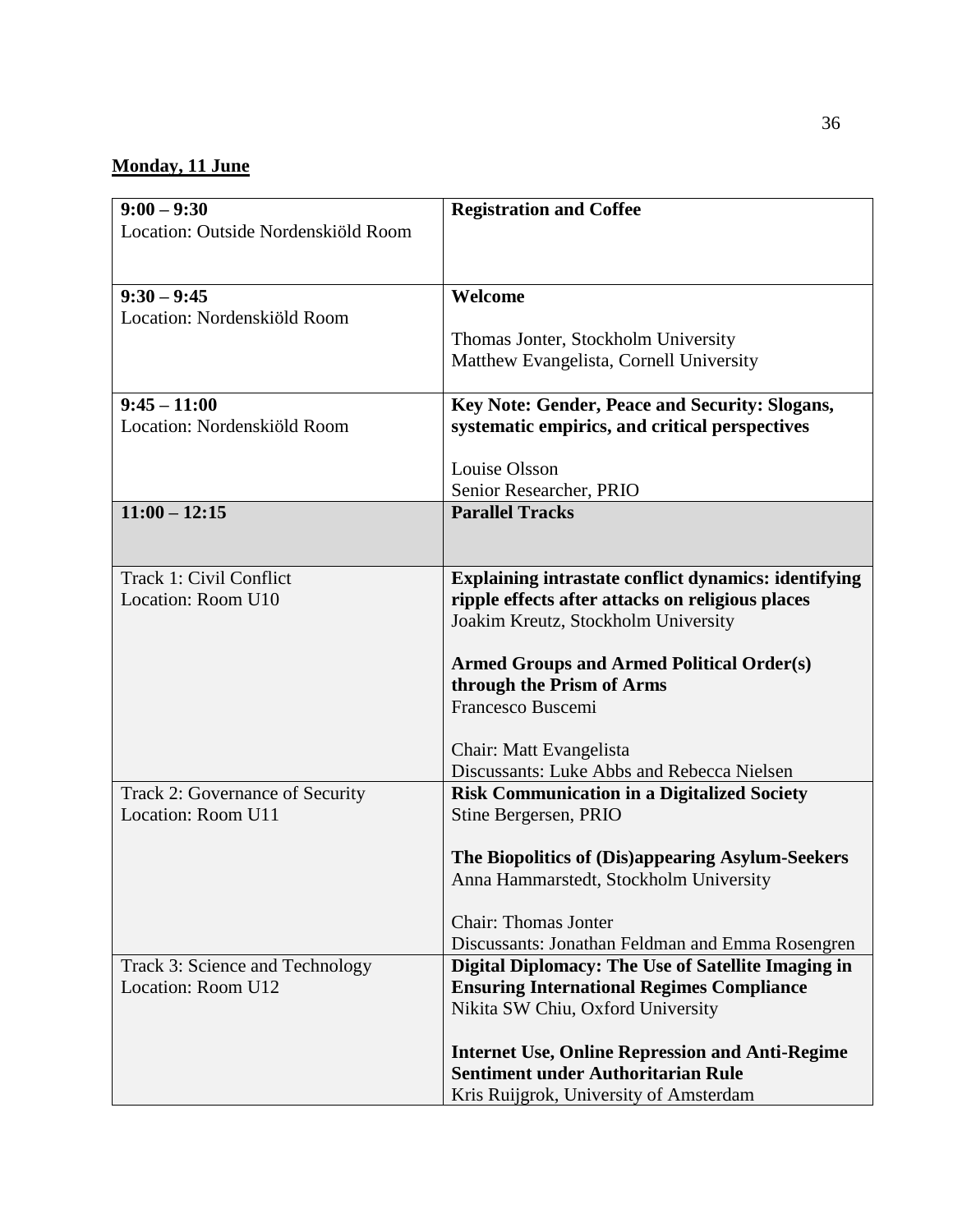**Monday, 11 June**

| | |
|---|---|
| **9:00 – 9:30**<br>Location: Outside Nordenskiöld Room | **Registration and Coffee** |
| **9:30 – 9:45**<br>Location: Nordenskiöld Room | **Welcome**<br><br>Thomas Jonter, Stockholm University<br>Matthew Evangelista, Cornell University |
| **9:45 – 11:00**<br>Location: Nordenskiöld Room | **Key Note: Gender, Peace and Security: Slogans, systematic empirics, and critical perspectives**<br><br>Louise Olsson<br>Senior Researcher, PRIO |
| **11:00 – 12:15** | **Parallel Tracks** |
| Track 1: Civil Conflict<br>Location: Room U10 | **Explaining intrastate conflict dynamics: identifying ripple effects after attacks on religious places**<br>Joakim Kreutz, Stockholm University<br><br>**Armed Groups and Armed Political Order(s) through the Prism of Arms**<br>Francesco Buscemi<br><br>Chair: Matt Evangelista<br>Discussants: Luke Abbs and Rebecca Nielsen |
| Track 2: Governance of Security<br>Location: Room U11 | **Risk Communication in a Digitalized Society**<br>Stine Bergersen, PRIO<br><br>**The Biopolitics of (Dis)appearing Asylum-Seekers**<br>Anna Hammarstedt, Stockholm University<br><br>Chair: Thomas Jonter<br>Discussants: Jonathan Feldman and Emma Rosengren |
| Track 3: Science and Technology<br>Location: Room U12 | **Digital Diplomacy: The Use of Satellite Imaging in Ensuring International Regimes Compliance**<br>Nikita SW Chiu, Oxford University<br><br>**Internet Use, Online Repression and Anti-Regime Sentiment under Authoritarian Rule**<br>Kris Ruijgrok, University of Amsterdam |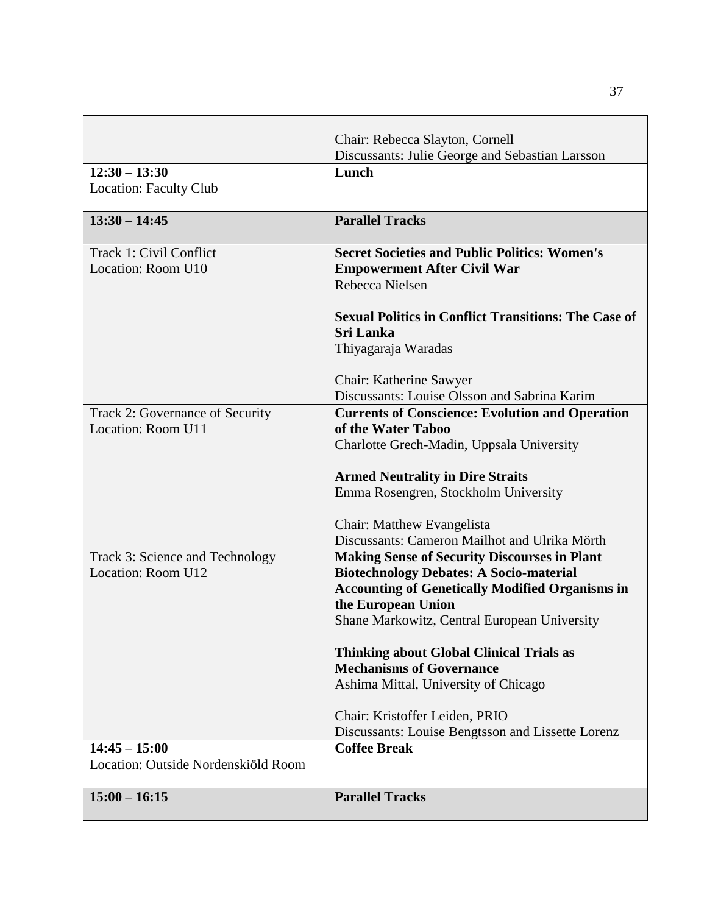| | |
|---|---|
| | Chair: Rebecca Slayton, Cornell<br>Discussants: Julie George and Sebastian Larsson |
| **12:30 – 13:30**<br>Location: Faculty Club | **Lunch** |
| **13:30 – 14:45** | **Parallel Tracks** |
| Track 1: Civil Conflict<br>Location: Room U10 | **Secret Societies and Public Politics: Women's Empowerment After Civil War**<br>Rebecca Nielsen<br><br>**Sexual Politics in Conflict Transitions: The Case of Sri Lanka**<br>Thiyagaraja Waradas<br><br>Chair: Katherine Sawyer<br>Discussants: Louise Olsson and Sabrina Karim |
| Track 2: Governance of Security<br>Location: Room U11 | **Currents of Conscience: Evolution and Operation of the Water Taboo**<br>Charlotte Grech-Madin, Uppsala University<br><br>**Armed Neutrality in Dire Straits**<br>Emma Rosengren, Stockholm University<br><br>Chair: Matthew Evangelista<br>Discussants: Cameron Mailhot and Ulrika Mörth |
| Track 3: Science and Technology<br>Location: Room U12 | **Making Sense of Security Discourses in Plant Biotechnology Debates: A Socio-material Accounting of Genetically Modified Organisms in the European Union**<br>Shane Markowitz, Central European University<br><br>**Thinking about Global Clinical Trials as Mechanisms of Governance**<br>Ashima Mittal, University of Chicago<br><br>Chair: Kristoffer Leiden, PRIO<br>Discussants: Louise Bengtsson and Lissette Lorenz |
| **14:45 – 15:00**<br>Location: Outside Nordenskiöld Room | **Coffee Break** |
| **15:00 – 16:15** | **Parallel Tracks** |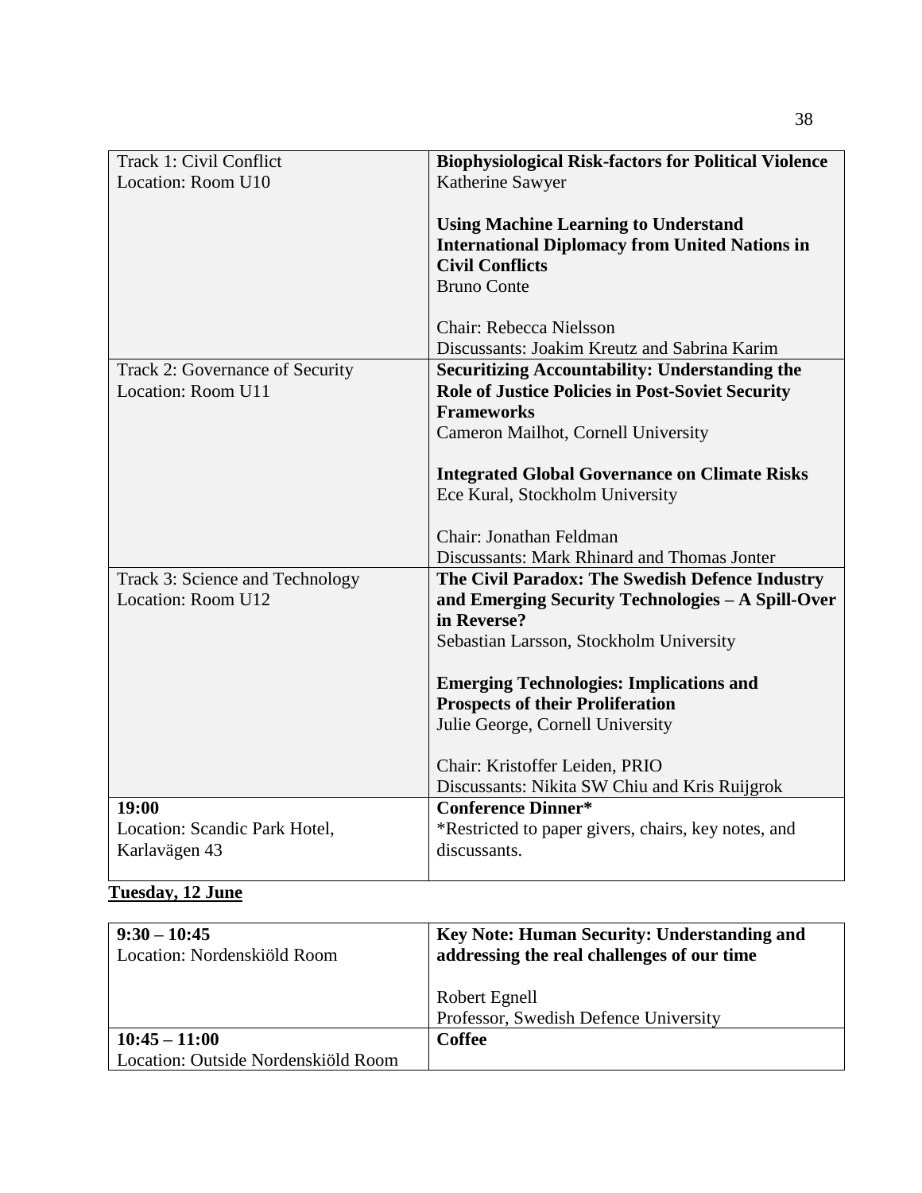| Track 1: Civil Conflict<br>Location: Room U10 | **Biophysiological Risk-factors for Political Violence**<br>Katherine Sawyer<br><br>**Using Machine Learning to Understand International Diplomacy from United Nations in Civil Conflicts**<br>Bruno Conte<br><br>Chair: Rebecca Nielsson<br>Discussants: Joakim Kreutz and Sabrina Karim |
|---|---|
| Track 2: Governance of Security<br>Location: Room U11 | **Securitizing Accountability: Understanding the Role of Justice Policies in Post-Soviet Security Frameworks**<br>Cameron Mailhot, Cornell University<br><br>**Integrated Global Governance on Climate Risks**<br>Ece Kural, Stockholm University<br><br>Chair: Jonathan Feldman<br>Discussants: Mark Rhinard and Thomas Jonter |
| Track 3: Science and Technology<br>Location: Room U12 | **The Civil Paradox: The Swedish Defence Industry and Emerging Security Technologies – A Spill-Over in Reverse?**<br>Sebastian Larsson, Stockholm University<br><br>**Emerging Technologies: Implications and Prospects of their Proliferation**<br>Julie George, Cornell University<br><br>Chair: Kristoffer Leiden, PRIO<br>Discussants: Nikita SW Chiu and Kris Ruijgrok |
| **19:00**<br>Location: Scandic Park Hotel, Karlavägen 43 | **Conference Dinner***<br>*Restricted to paper givers, chairs, key notes, and discussants. |

**Tuesday, 12 June**

| **9:30 – 10:45**<br>Location: Nordenskiöld Room | **Key Note: Human Security: Understanding and addressing the real challenges of our time**<br><br>Robert Egnell<br>Professor, Swedish Defence University |
|---|---|
| **10:45 – 11:00**<br>Location: Outside Nordenskiöld Room | **Coffee** |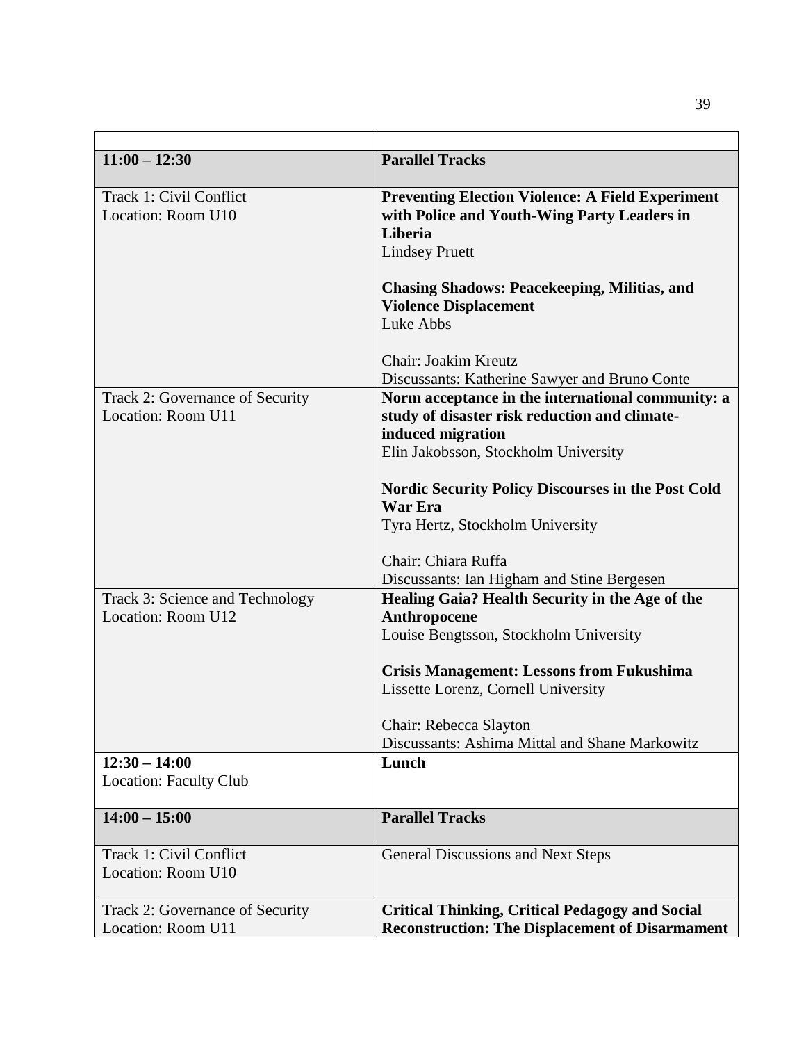| | |
|---|---|
| **11:00 – 12:30** | **Parallel Tracks** |
| Track 1: Civil Conflict<br>Location: Room U10 | **Preventing Election Violence: A Field Experiment with Police and Youth-Wing Party Leaders in Liberia**<br>Lindsey Pruett<br><br>**Chasing Shadows: Peacekeeping, Militias, and Violence Displacement**<br>Luke Abbs<br><br>Chair: Joakim Kreutz<br>Discussants: Katherine Sawyer and Bruno Conte |
| Track 2: Governance of Security<br>Location: Room U11 | **Norm acceptance in the international community: a study of disaster risk reduction and climate-induced migration**<br>Elin Jakobsson, Stockholm University<br><br>**Nordic Security Policy Discourses in the Post Cold War Era**<br>Tyra Hertz, Stockholm University<br><br>Chair: Chiara Ruffa<br>Discussants: Ian Higham and Stine Bergesen |
| Track 3: Science and Technology<br>Location: Room U12 | **Healing Gaia? Health Security in the Age of the Anthropocene**<br>Louise Bengtsson, Stockholm University<br><br>**Crisis Management: Lessons from Fukushima**<br>Lissette Lorenz, Cornell University<br><br>Chair: Rebecca Slayton<br>Discussants: Ashima Mittal and Shane Markowitz |
| **12:30 – 14:00**<br>Location: Faculty Club | **Lunch** |
| **14:00 – 15:00** | **Parallel Tracks** |
| Track 1: Civil Conflict<br>Location: Room U10 | General Discussions and Next Steps |
| Track 2: Governance of Security<br>Location: Room U11 | **Critical Thinking, Critical Pedagogy and Social Reconstruction: The Displacement of Disarmament** |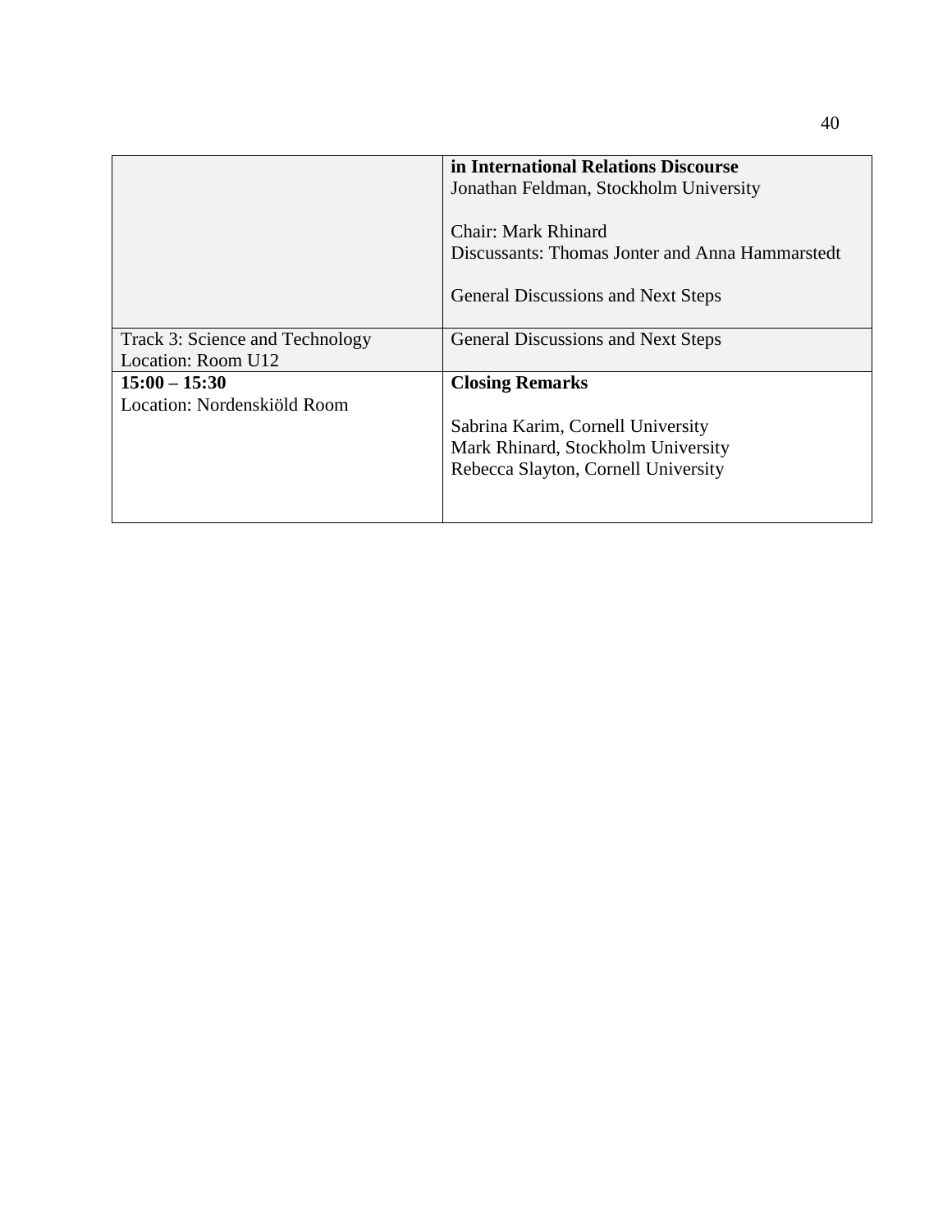| | |
|---|---|
| | **in International Relations Discourse**<br>Jonathan Feldman, Stockholm University<br><br>Chair: Mark Rhinard<br>Discussants: Thomas Jonter and Anna Hammarstedt<br><br>General Discussions and Next Steps |
| Track 3: Science and Technology<br>Location: Room U12 | General Discussions and Next Steps |
| **15:00 – 15:30**<br>Location: Nordenskiöld Room | **Closing Remarks**<br><br>Sabrina Karim, Cornell University<br>Mark Rhinard, Stockholm University<br>Rebecca Slayton, Cornell University |